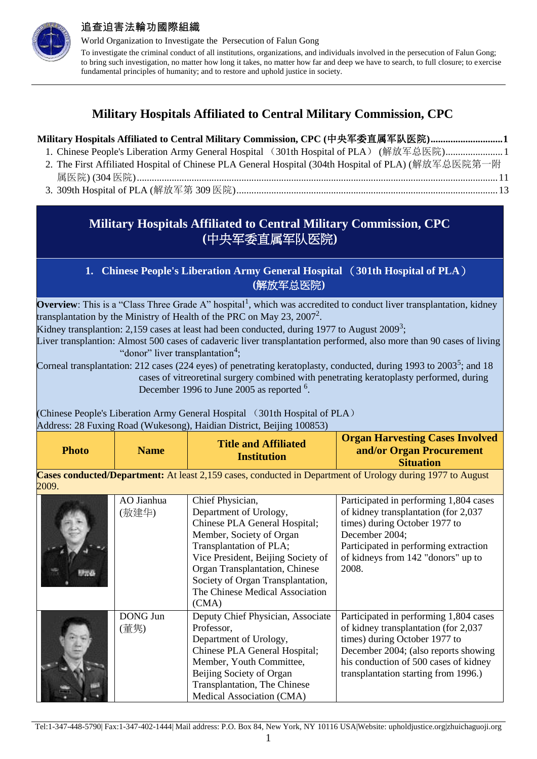追查迫害法輪功國際組織

World Organization to Investigate the Persecution of Falun Gong

To investigate the criminal conduct of all institutions, organizations, and individuals involved in the persecution of Falun Gong; to bring such investigation, no matter how long it takes, no matter how far and deep we have to search, to full closure; to exercise fundamental principles of humanity; and to restore and uphold justice in society.

# Military Hospitals Affiliated to Central Military Commission, CPC

**Military Hospitals Affiliated to Central Military Commission, CPC (中央军委直属军队医院)............................1**

1. Chinese People's Liberation Army General Hospital （301th Hospital of PLA） (解放军总医院).......................1
2. The First Affiliated Hospital of Chinese PLA General Hospital (304th Hospital of PLA) (解放军总医院第一附属医院) (304 医院).......................................................................................................................................11
3. 309th Hospital of PLA (解放军第 309 医院)........................................................................................................13

## Military Hospitals Affiliated to Central Military Commission, CPC (中央军委直属军队医院)

### 1. Chinese People's Liberation Army General Hospital （301th Hospital of PLA） (解放军总医院)

**Overview**: This is a "Class Three Grade A" hospital[1], which was accredited to conduct liver transplantation, kidney transplantation by the Ministry of Health of the PRC on May 23, 2007[2].

Kidney transplantation: 2,159 cases at least had been conducted, during 1977 to August 2009[3];

Liver transplantation: Almost 500 cases of cadaveric liver transplantation performed, also more than 90 cases of living "donor" liver transplantation[4];

Corneal transplantation: 212 cases (224 eyes) of penetrating keratoplasty, conducted, during 1993 to 2003[5]; and 18 cases of vitreoretinal surgery combined with penetrating keratoplasty performed, during December 1996 to June 2005 as reported [6].

(Chinese People's Liberation Army General Hospital （301th Hospital of PLA）

Address: 28 Fuxing Road (Wukesong), Haidian District, Beijing 100853)

| Photo | Name | Title and Affiliated Institution | Organ Harvesting Cases Involved and/or Organ Procurement Situation |
|---|---|---|---|
| **Cases conducted/Department:** At least 2,159 cases, conducted in Department of Urology during 1977 to August 2009. | | | |
| | AO Jianhua (敖建华) | Chief Physician, Department of Urology, Chinese PLA General Hospital; Member, Society of Organ Transplantation of PLA; Vice President, Beijing Society of Organ Transplantation, Chinese Society of Organ Transplantation, The Chinese Medical Association (CMA) | Participated in performing 1,804 cases of kidney transplantation (for 2,037 times) during October 1977 to December 2004; Participated in performing extraction of kidneys from 142 "donors" up to 2008. |
| | DONG Jun (董隽) | Deputy Chief Physician, Associate Professor, Department of Urology, Chinese PLA General Hospital; Member, Youth Committee, Beijing Society of Organ Transplantation, The Chinese Medical Association (CMA) | Participated in performing 1,804 cases of kidney transplantation (for 2,037 times) during October 1977 to December 2004; (also reports showing his conduction of 500 cases of kidney transplantation starting from 1996.) |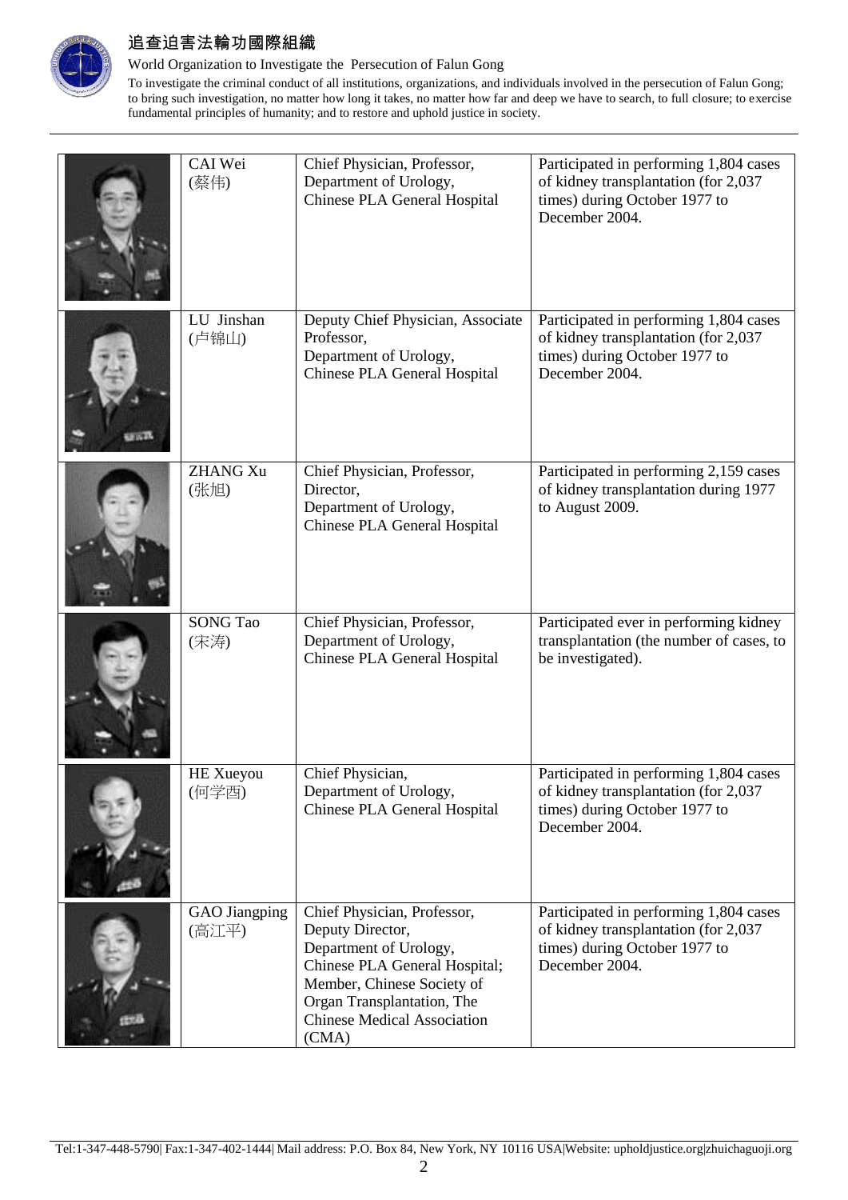| | CAI Wei (蔡伟) | Chief Physician, Professor, Department of Urology, Chinese PLA General Hospital | Participated in performing 1,804 cases of kidney transplantation (for 2,037 times) during October 1977 to December 2004. |
|---|---|---|---|
| | LU Jinshan (卢锦山) | Deputy Chief Physician, Associate Professor, Department of Urology, Chinese PLA General Hospital | Participated in performing 1,804 cases of kidney transplantation (for 2,037 times) during October 1977 to December 2004. |
| | ZHANG Xu (张旭) | Chief Physician, Professor, Director, Department of Urology, Chinese PLA General Hospital | Participated in performing 2,159 cases of kidney transplantation during 1977 to August 2009. |
| | SONG Tao (宋涛) | Chief Physician, Professor, Department of Urology, Chinese PLA General Hospital | Participated ever in performing kidney transplantation (the number of cases, to be investigated). |
| | HE Xueyou (何学酉) | Chief Physician, Department of Urology, Chinese PLA General Hospital | Participated in performing 1,804 cases of kidney transplantation (for 2,037 times) during October 1977 to December 2004. |
| | GAO Jiangping (高江平) | Chief Physician, Professor, Deputy Director, Department of Urology, Chinese PLA General Hospital; Member, Chinese Society of Organ Transplantation, The Chinese Medical Association (CMA) | Participated in performing 1,804 cases of kidney transplantation (for 2,037 times) during October 1977 to December 2004. |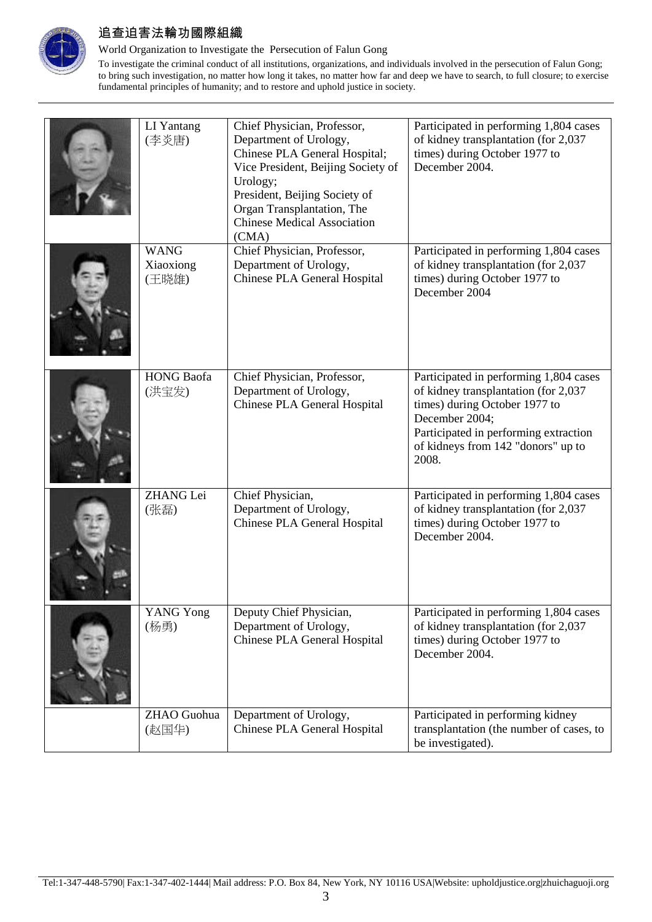| | | | |
|---|---|---|---|
| | LI Yantang (李炎唐) | Chief Physician, Professor, Department of Urology, Chinese PLA General Hospital; Vice President, Beijing Society of Urology; President, Beijing Society of Organ Transplantation, The Chinese Medical Association (CMA) | Participated in performing 1,804 cases of kidney transplantation (for 2,037 times) during October 1977 to December 2004. |
| | WANG Xiaoxiong (王晓雄) | Chief Physician, Professor, Department of Urology, Chinese PLA General Hospital | Participated in performing 1,804 cases of kidney transplantation (for 2,037 times) during October 1977 to December 2004 |
| | HONG Baofa (洪宝发) | Chief Physician, Professor, Department of Urology, Chinese PLA General Hospital | Participated in performing 1,804 cases of kidney transplantation (for 2,037 times) during October 1977 to December 2004; Participated in performing extraction of kidneys from 142 "donors" up to 2008. |
| | ZHANG Lei (张磊) | Chief Physician, Department of Urology, Chinese PLA General Hospital | Participated in performing 1,804 cases of kidney transplantation (for 2,037 times) during October 1977 to December 2004. |
| | YANG Yong (杨勇) | Deputy Chief Physician, Department of Urology, Chinese PLA General Hospital | Participated in performing 1,804 cases of kidney transplantation (for 2,037 times) during October 1977 to December 2004. |
| | ZHAO Guohua (赵国华) | Department of Urology, Chinese PLA General Hospital | Participated in performing kidney transplantation (the number of cases, to be investigated). |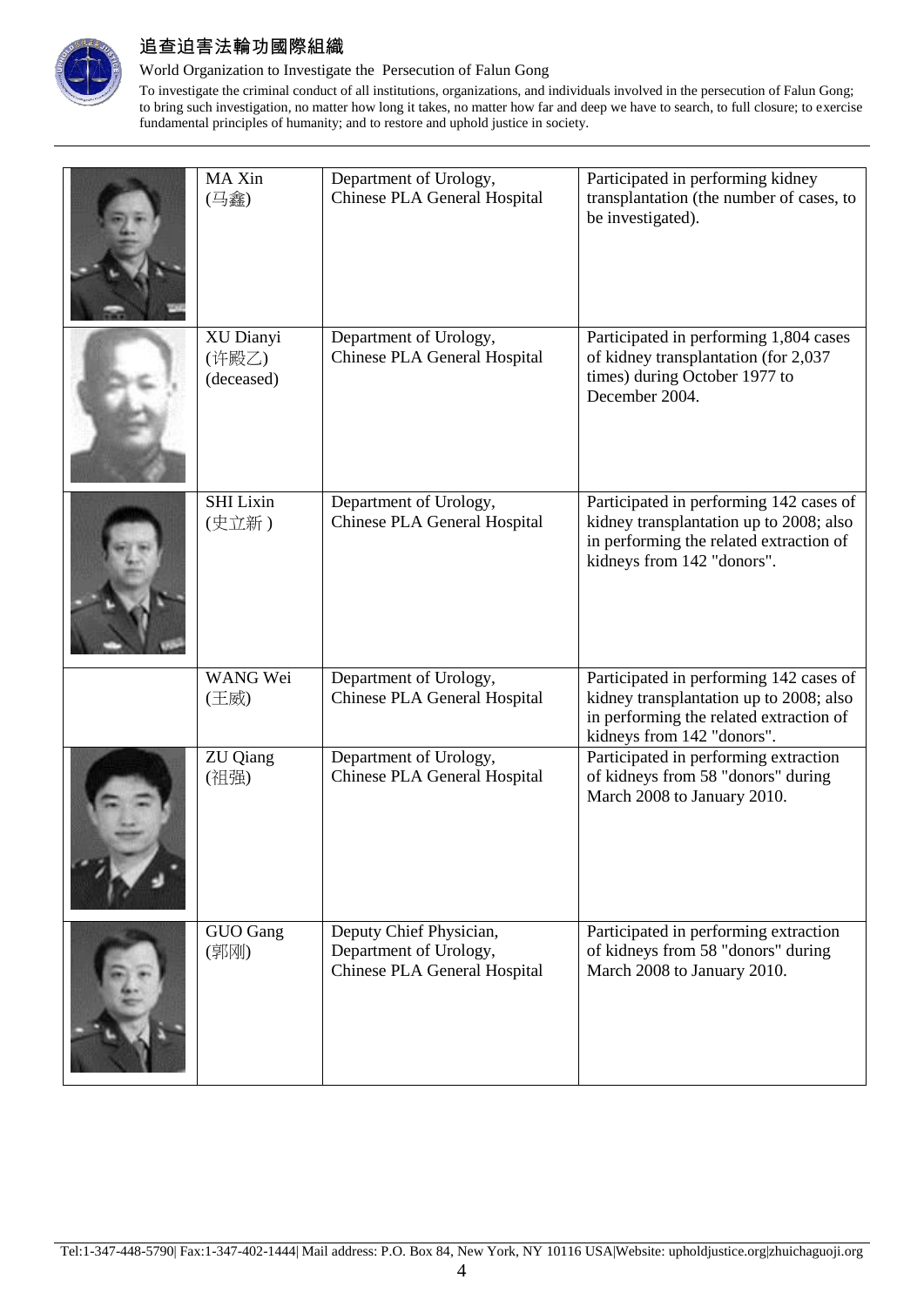| | | | |
|---|---|---|---|
| | MA Xin (马鑫) | Department of Urology, Chinese PLA General Hospital | Participated in performing kidney transplantation (the number of cases, to be investigated). |
| | XU Dianyi (许殿乙) (deceased) | Department of Urology, Chinese PLA General Hospital | Participated in performing 1,804 cases of kidney transplantation (for 2,037 times) during October 1977 to December 2004. |
| | SHI Lixin (史立新 ) | Department of Urology, Chinese PLA General Hospital | Participated in performing 142 cases of kidney transplantation up to 2008; also in performing the related extraction of kidneys from 142 "donors". |
| | WANG Wei (王威) | Department of Urology, Chinese PLA General Hospital | Participated in performing 142 cases of kidney transplantation up to 2008; also in performing the related extraction of kidneys from 142 "donors". |
| | ZU Qiang (祖强) | Department of Urology, Chinese PLA General Hospital | Participated in performing extraction of kidneys from 58 "donors" during March 2008 to January 2010. |
| | GUO Gang (郭刚) | Deputy Chief Physician, Department of Urology, Chinese PLA General Hospital | Participated in performing extraction of kidneys from 58 "donors" during March 2008 to January 2010. |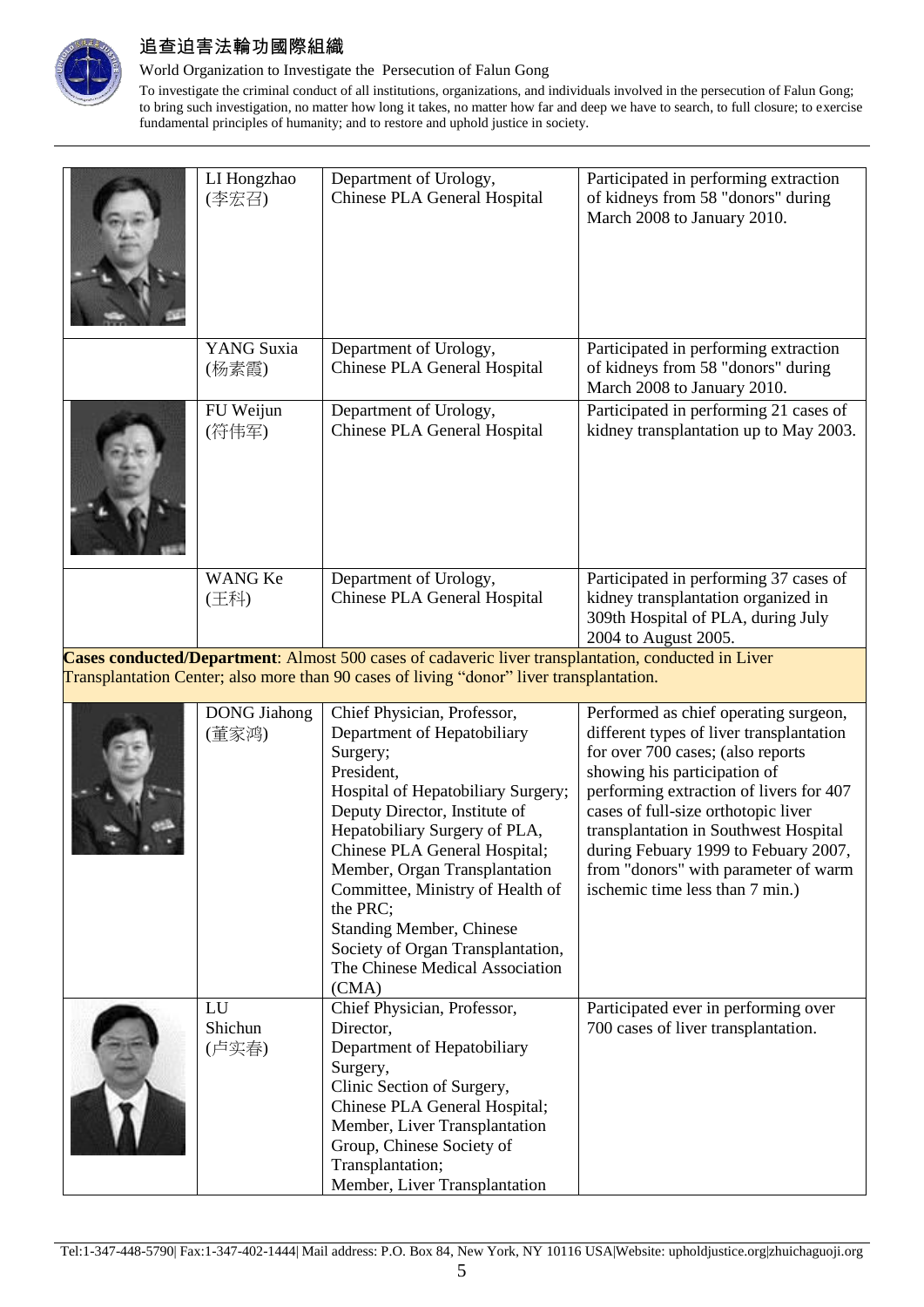| | Name | Position | Participation |
|---|---|---|---|
| | LI Hongzhao (李宏召) | Department of Urology, Chinese PLA General Hospital | Participated in performing extraction of kidneys from 58 "donors" during March 2008 to January 2010. |
| | YANG Suxia (杨素霞) | Department of Urology, Chinese PLA General Hospital | Participated in performing extraction of kidneys from 58 "donors" during March 2008 to January 2010. |
| | FU Weijun (符伟军) | Department of Urology, Chinese PLA General Hospital | Participated in performing 21 cases of kidney transplantation up to May 2003. |
| | WANG Ke (王科) | Department of Urology, Chinese PLA General Hospital | Participated in performing 37 cases of kidney transplantation organized in 309th Hospital of PLA, during July 2004 to August 2005. |
| **Cases conducted/Department**: Almost 500 cases of cadaveric liver transplantation, conducted in Liver Transplantation Center; also more than 90 cases of living "donor" liver transplantation. | | | |
| | DONG Jiahong (董家鸿) | Chief Physician, Professor, Department of Hepatobiliary Surgery; President, Hospital of Hepatobiliary Surgery; Deputy Director, Institute of Hepatobiliary Surgery of PLA, Chinese PLA General Hospital; Member, Organ Transplantation Committee, Ministry of Health of the PRC; Standing Member, Chinese Society of Organ Transplantation, The Chinese Medical Association (CMA) | Performed as chief operating surgeon, different types of liver transplantation for over 700 cases; (also reports showing his participation of performing extraction of livers for 407 cases of full-size orthotopic liver transplantation in Southwest Hospital during Febuary 1999 to Febuary 2007, from "donors" with parameter of warm ischemic time less than 7 min.) |
| | LU Shichun (卢实春) | Chief Physician, Professor, Director, Department of Hepatobiliary Surgery, Clinic Section of Surgery, Chinese PLA General Hospital; Member, Liver Transplantation Group, Chinese Society of Transplantation; Member, Liver Transplantation | Participated ever in performing over 700 cases of liver transplantation. |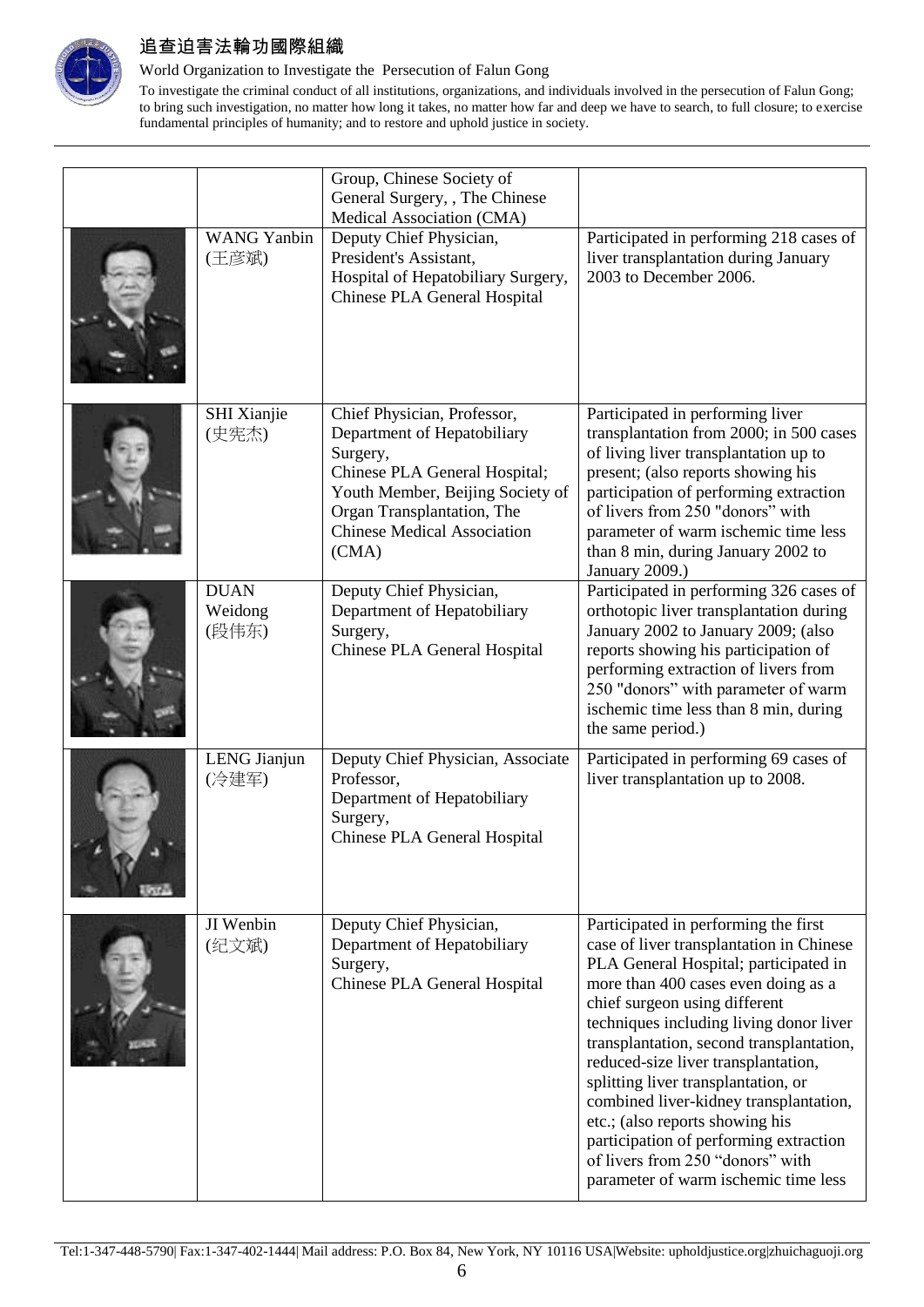| | | | |
|---|---|---|---|
| | | Group, Chinese Society of General Surgery, , The Chinese Medical Association (CMA) | |
| | WANG Yanbin (王彦斌) | Deputy Chief Physician, President's Assistant, Hospital of Hepatobiliary Surgery, Chinese PLA General Hospital | Participated in performing 218 cases of liver transplantation during January 2003 to December 2006. |
| | SHI Xianjie (史宪杰) | Chief Physician, Professor, Department of Hepatobiliary Surgery, Chinese PLA General Hospital; Youth Member, Beijing Society of Organ Transplantation, The Chinese Medical Association (CMA) | Participated in performing liver transplantation from 2000; in 500 cases of living liver transplantation up to present; (also reports showing his participation of performing extraction of livers from 250 "donors" with parameter of warm ischemic time less than 8 min, during January 2002 to January 2009.) |
| | DUAN Weidong (段伟东) | Deputy Chief Physician, Department of Hepatobiliary Surgery, Chinese PLA General Hospital | Participated in performing 326 cases of orthotopic liver transplantation during January 2002 to January 2009; (also reports showing his participation of performing extraction of livers from 250 "donors" with parameter of warm ischemic time less than 8 min, during the same period.) |
| | LENG Jianjun (冷建军) | Deputy Chief Physician, Associate Professor, Department of Hepatobiliary Surgery, Chinese PLA General Hospital | Participated in performing 69 cases of liver transplantation up to 2008. |
| | JI Wenbin (纪文斌) | Deputy Chief Physician, Department of Hepatobiliary Surgery, Chinese PLA General Hospital | Participated in performing the first case of liver transplantation in Chinese PLA General Hospital; participated in more than 400 cases even doing as a chief surgeon using different techniques including living donor liver transplantation, second transplantation, reduced-size liver transplantation, splitting liver transplantation, or combined liver-kidney transplantation, etc.; (also reports showing his participation of performing extraction of livers from 250 "donors" with parameter of warm ischemic time less |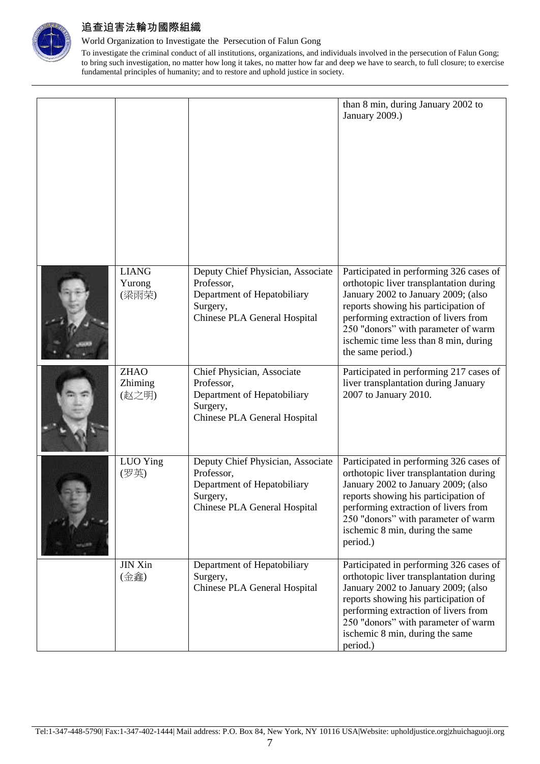| | | | than 8 min, during January 2002 to January 2009.) |
|---|---|---|---|
| | LIANG Yurong (梁雨荣) | Deputy Chief Physician, Associate Professor, Department of Hepatobiliary Surgery, Chinese PLA General Hospital | Participated in performing 326 cases of orthotopic liver transplantation during January 2002 to January 2009; (also reports showing his participation of performing extraction of livers from 250 "donors" with parameter of warm ischemic time less than 8 min, during the same period.) |
| | ZHAO Zhiming (赵之明) | Chief Physician, Associate Professor, Department of Hepatobiliary Surgery, Chinese PLA General Hospital | Participated in performing 217 cases of liver transplantation during January 2007 to January 2010. |
| | LUO Ying (罗英) | Deputy Chief Physician, Associate Professor, Department of Hepatobiliary Surgery, Chinese PLA General Hospital | Participated in performing 326 cases of orthotopic liver transplantation during January 2002 to January 2009; (also reports showing his participation of performing extraction of livers from 250 "donors" with parameter of warm ischemic 8 min, during the same period.) |
| | JIN Xin (金鑫) | Department of Hepatobiliary Surgery, Chinese PLA General Hospital | Participated in performing 326 cases of orthotopic liver transplantation during January 2002 to January 2009; (also reports showing his participation of performing extraction of livers from 250 "donors" with parameter of warm ischemic 8 min, during the same period.) |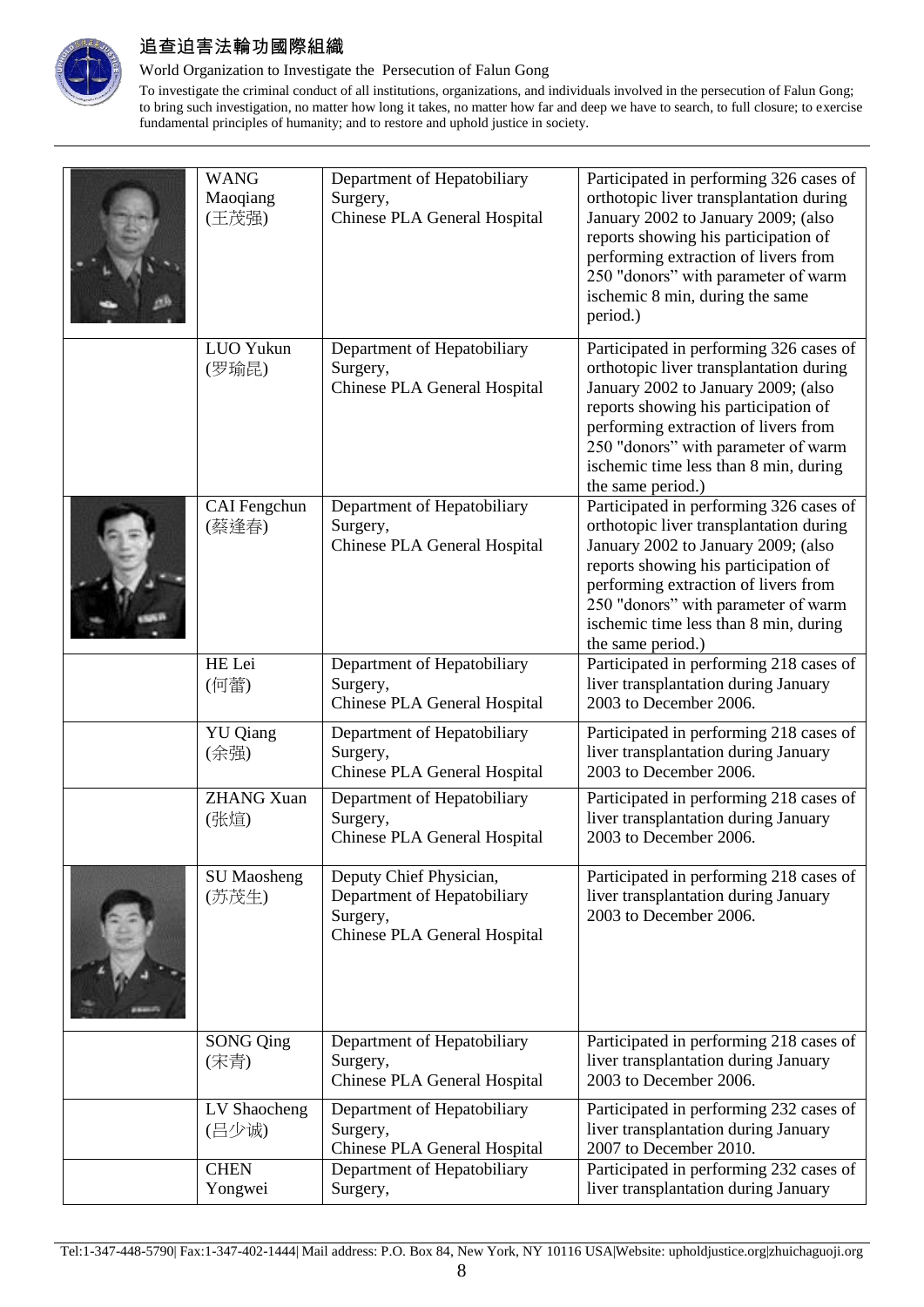| | | | |
|---|---|---|---|
| | WANG Maoqiang (王茂强) | Department of Hepatobiliary Surgery, Chinese PLA General Hospital | Participated in performing 326 cases of orthotopic liver transplantation during January 2002 to January 2009; (also reports showing his participation of performing extraction of livers from 250 "donors" with parameter of warm ischemic 8 min, during the same period.) |
| | LUO Yukun (罗瑜昆) | Department of Hepatobiliary Surgery, Chinese PLA General Hospital | Participated in performing 326 cases of orthotopic liver transplantation during January 2002 to January 2009; (also reports showing his participation of performing extraction of livers from 250 "donors" with parameter of warm ischemic time less than 8 min, during the same period.) |
| | CAI Fengchun (蔡逢春) | Department of Hepatobiliary Surgery, Chinese PLA General Hospital | Participated in performing 326 cases of orthotopic liver transplantation during January 2002 to January 2009; (also reports showing his participation of performing extraction of livers from 250 "donors" with parameter of warm ischemic time less than 8 min, during the same period.) |
| | HE Lei (何蕾) | Department of Hepatobiliary Surgery, Chinese PLA General Hospital | Participated in performing 218 cases of liver transplantation during January 2003 to December 2006. |
| | YU Qiang (余强) | Department of Hepatobiliary Surgery, Chinese PLA General Hospital | Participated in performing 218 cases of liver transplantation during January 2003 to December 2006. |
| | ZHANG Xuan (张煊) | Department of Hepatobiliary Surgery, Chinese PLA General Hospital | Participated in performing 218 cases of liver transplantation during January 2003 to December 2006. |
| | SU Maosheng (苏茂生) | Deputy Chief Physician, Department of Hepatobiliary Surgery, Chinese PLA General Hospital | Participated in performing 218 cases of liver transplantation during January 2003 to December 2006. |
| | SONG Qing (宋青) | Department of Hepatobiliary Surgery, Chinese PLA General Hospital | Participated in performing 218 cases of liver transplantation during January 2003 to December 2006. |
| | LV Shaocheng (吕少诚) | Department of Hepatobiliary Surgery, Chinese PLA General Hospital | Participated in performing 232 cases of liver transplantation during January 2007 to December 2010. |
| | CHEN Yongwei | Department of Hepatobiliary Surgery, | Participated in performing 232 cases of liver transplantation during January |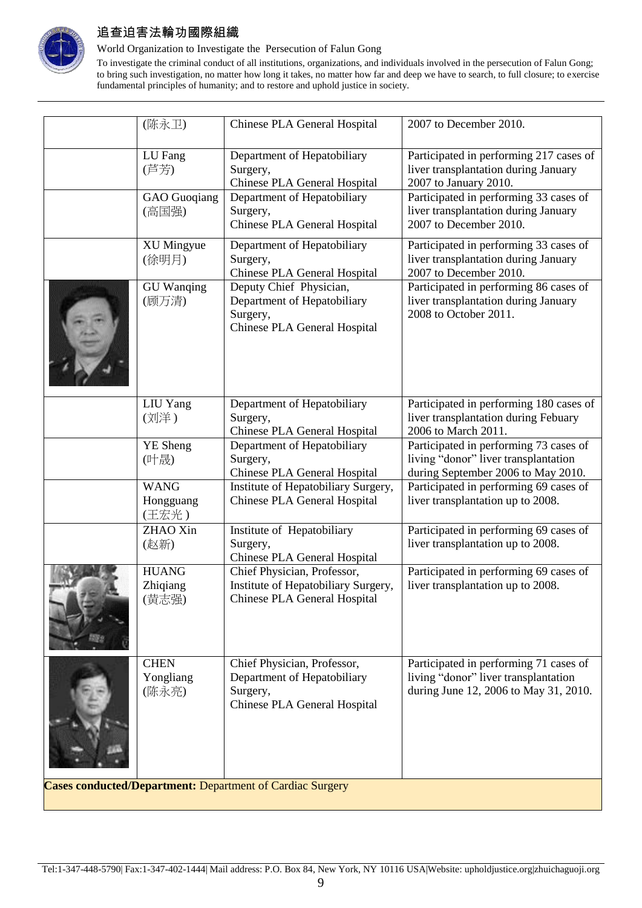|  | Name | Position | Involvement |
|---|---|---|---|
|  | (陈永卫) | Chinese PLA General Hospital | 2007 to December 2010. |
|  | LU Fang (芦芳) | Department of Hepatobiliary Surgery, Chinese PLA General Hospital | Participated in performing 217 cases of liver transplantation during January 2007 to January 2010. |
|  | GAO Guoqiang (高国强) | Department of Hepatobiliary Surgery, Chinese PLA General Hospital | Participated in performing 33 cases of liver transplantation during January 2007 to December 2010. |
|  | XU Mingyue (徐明月) | Department of Hepatobiliary Surgery, Chinese PLA General Hospital | Participated in performing 33 cases of liver transplantation during January 2007 to December 2010. |
|  | GU Wanqing (顾万清) | Deputy Chief Physician, Department of Hepatobiliary Surgery, Chinese PLA General Hospital | Participated in performing 86 cases of liver transplantation during January 2008 to October 2011. |
|  | LIU Yang (刘洋) | Department of Hepatobiliary Surgery, Chinese PLA General Hospital | Participated in performing 180 cases of liver transplantation during Febuary 2006 to March 2011. |
|  | YE Sheng (叶晟) | Department of Hepatobiliary Surgery, Chinese PLA General Hospital | Participated in performing 73 cases of living "donor" liver transplantation during September 2006 to May 2010. |
|  | WANG Hongguang (王宏光) | Institute of Hepatobiliary Surgery, Chinese PLA General Hospital | Participated in performing 69 cases of liver transplantation up to 2008. |
|  | ZHAO Xin (赵新) | Institute of Hepatobiliary Surgery, Chinese PLA General Hospital | Participated in performing 69 cases of liver transplantation up to 2008. |
|  | HUANG Zhiqiang (黄志强) | Chief Physician, Professor, Institute of Hepatobiliary Surgery, Chinese PLA General Hospital | Participated in performing 69 cases of liver transplantation up to 2008. |
|  | CHEN Yongliang (陈永亮) | Chief Physician, Professor, Department of Hepatobiliary Surgery, Chinese PLA General Hospital | Participated in performing 71 cases of living "donor" liver transplantation during June 12, 2006 to May 31, 2010. |
| **Cases conducted/Department:** Department of Cardiac Surgery | | | |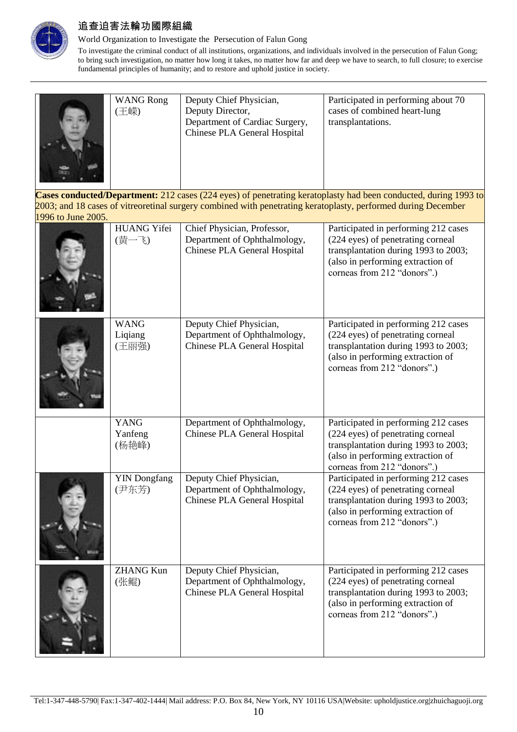| | Name | Position | Involvement |
|---|---|---|---|
| | WANG Rong (王嵘) | Deputy Chief Physician, Deputy Director, Department of Cardiac Surgery, Chinese PLA General Hospital | Participated in performing about 70 cases of combined heart-lung transplantations. |
| **Cases conducted/Department:** 212 cases (224 eyes) of penetrating keratoplasty had been conducted, during 1993 to 2003; and 18 cases of vitreoretinal surgery combined with penetrating keratoplasty, performed during December 1996 to June 2005. | | | |
| | HUANG Yifei (黄一飞) | Chief Physician, Professor, Department of Ophthalmology, Chinese PLA General Hospital | Participated in performing 212 cases (224 eyes) of penetrating corneal transplantation during 1993 to 2003; (also in performing extraction of corneas from 212 "donors".) |
| | WANG Liqiang (王丽强) | Deputy Chief Physician, Department of Ophthalmology, Chinese PLA General Hospital | Participated in performing 212 cases (224 eyes) of penetrating corneal transplantation during 1993 to 2003; (also in performing extraction of corneas from 212 "donors".) |
| | YANG Yanfeng (杨艳峰) | Department of Ophthalmology, Chinese PLA General Hospital | Participated in performing 212 cases (224 eyes) of penetrating corneal transplantation during 1993 to 2003; (also in performing extraction of corneas from 212 "donors".) |
| | YIN Dongfang (尹东芳) | Deputy Chief Physician, Department of Ophthalmology, Chinese PLA General Hospital | Participated in performing 212 cases (224 eyes) of penetrating corneal transplantation during 1993 to 2003; (also in performing extraction of corneas from 212 "donors".) |
| | ZHANG Kun (张鲲) | Deputy Chief Physician, Department of Ophthalmology, Chinese PLA General Hospital | Participated in performing 212 cases (224 eyes) of penetrating corneal transplantation during 1993 to 2003; (also in performing extraction of corneas from 212 "donors".) |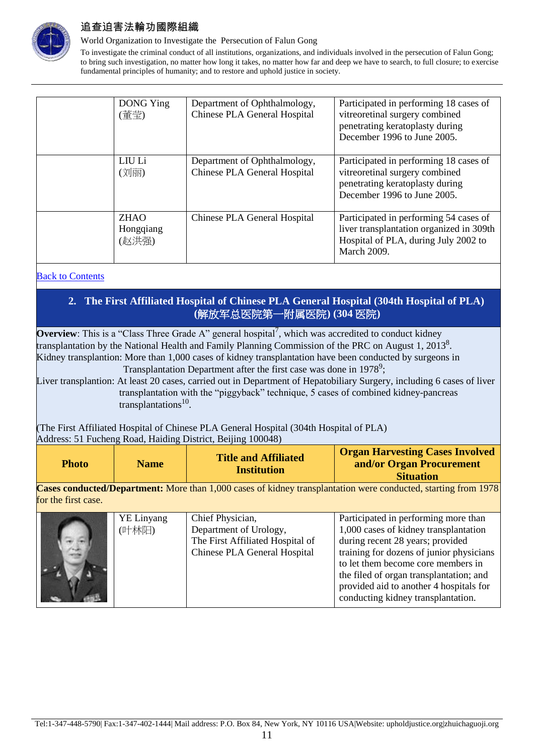| | DONG Ying (董莹) | Department of Ophthalmology, Chinese PLA General Hospital | Participated in performing 18 cases of vitreoretinal surgery combined penetrating keratoplasty during December 1996 to June 2005. |
|---|---|---|---|
| | LIU Li (刘丽) | Department of Ophthalmology, Chinese PLA General Hospital | Participated in performing 18 cases of vitreoretinal surgery combined penetrating keratoplasty during December 1996 to June 2005. |
| | ZHAO Hongqiang (赵洪强) | Chinese PLA General Hospital | Participated in performing 54 cases of liver transplantation organized in 309th Hospital of PLA, during July 2002 to March 2009. |

Back to Contents

## 2. The First Affiliated Hospital of Chinese PLA General Hospital (304th Hospital of PLA) (解放军总医院第一附属医院) (304 医院)

**Overview**: This is a "Class Three Grade A" general hospital[7], which was accredited to conduct kidney transplantation by the National Health and Family Planning Commission of the PRC on August 1, 2013[8].

Kidney transplantation: More than 1,000 cases of kidney transplantation have been conducted by surgeons in Transplantation Department after the first case was done in 1978[9];

Liver transplantation: At least 20 cases, carried out in Department of Hepatobiliary Surgery, including 6 cases of liver transplantation with the "piggyback" technique, 5 cases of combined kidney-pancreas transplantations[10].

(The First Affiliated Hospital of Chinese PLA General Hospital (304th Hospital of PLA)
Address: 51 Fucheng Road, Haiding District, Beijing 100048)

| Photo | Name | Title and Affiliated Institution | Organ Harvesting Cases Involved and/or Organ Procurement Situation |
|---|---|---|---|
| **Cases conducted/Department:** More than 1,000 cases of kidney transplantation were conducted, starting from 1978 for the first case. | | | |
| | YE Linyang (叶林阳) | Chief Physician, Department of Urology, The First Affiliated Hospital of Chinese PLA General Hospital | Participated in performing more than 1,000 cases of kidney transplantation during recent 28 years; provided training for dozens of junior physicians to let them become core members in the filed of organ transplantation; and provided aid to another 4 hospitals for conducting kidney transplantation. |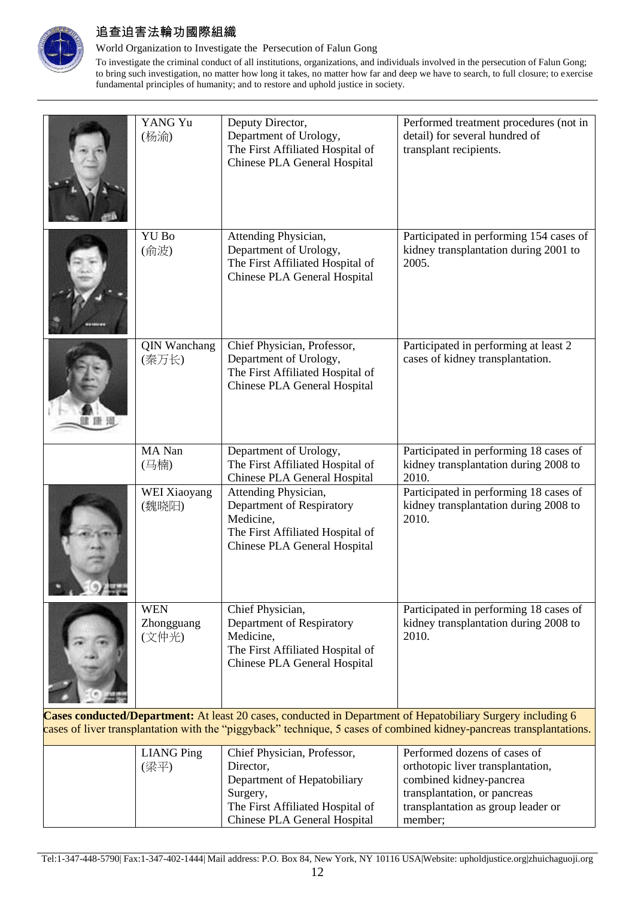| Photo | Name | Position | Involvement |
|---|---|---|---|
| | YANG Yu (杨渝) | Deputy Director, Department of Urology, The First Affiliated Hospital of Chinese PLA General Hospital | Performed treatment procedures (not in detail) for several hundred of transplant recipients. |
| | YU Bo (俞波) | Attending Physician, Department of Urology, The First Affiliated Hospital of Chinese PLA General Hospital | Participated in performing 154 cases of kidney transplantation during 2001 to 2005. |
| | QIN Wanchang (秦万长) | Chief Physician, Professor, Department of Urology, The First Affiliated Hospital of Chinese PLA General Hospital | Participated in performing at least 2 cases of kidney transplantation. |
| | MA Nan (马楠) | Department of Urology, The First Affiliated Hospital of Chinese PLA General Hospital | Participated in performing 18 cases of kidney transplantation during 2008 to 2010. |
| | WEI Xiaoyang (魏晓阳) | Attending Physician, Department of Respiratory Medicine, The First Affiliated Hospital of Chinese PLA General Hospital | Participated in performing 18 cases of kidney transplantation during 2008 to 2010. |
| | WEN Zhongguang (文仲光) | Chief Physician, Department of Respiratory Medicine, The First Affiliated Hospital of Chinese PLA General Hospital | Participated in performing 18 cases of kidney transplantation during 2008 to 2010. |

**Cases conducted/Department:** At least 20 cases, conducted in Department of Hepatobiliary Surgery including 6 cases of liver transplantation with the “piggyback” technique, 5 cases of combined kidney-pancreas transplantations.

| Photo | Name | Position | Involvement |
|---|---|---|---|
| | LIANG Ping (梁平) | Chief Physician, Professor, Director, Department of Hepatobiliary Surgery, The First Affiliated Hospital of Chinese PLA General Hospital | Performed dozens of cases of orthotopic liver transplantation, combined kidney-pancrea transplantation, or pancreas transplantation as group leader or member; |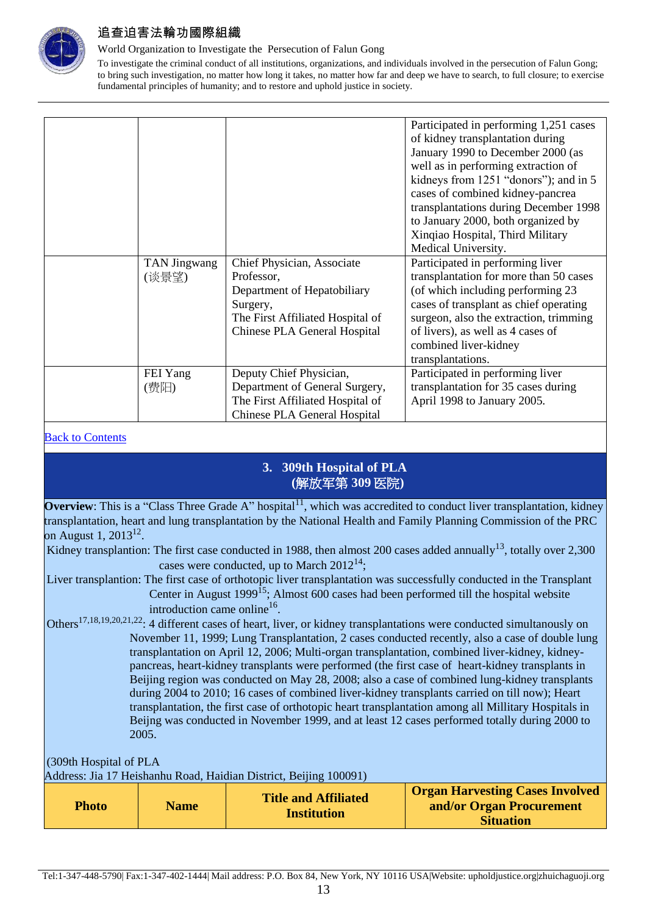| | | | Participated in performing 1,251 cases of kidney transplantation during January 1990 to December 2000 (as well as in performing extraction of kidneys from 1251 "donors"); and in 5 cases of combined kidney-pancreas transplantations during December 1998 to January 2000, both organized by Xinqiao Hospital, Third Military Medical University. |
|---|---|---|---|
| | TAN Jingwang (谈景望) | Chief Physician, Associate Professor, Department of Hepatobiliary Surgery, The First Affiliated Hospital of Chinese PLA General Hospital | Participated in performing liver transplantation for more than 50 cases (of which including performing 23 cases of transplant as chief operating surgeon, also the extraction, trimming of livers), as well as 4 cases of combined liver-kidney transplantations. |
| | FEI Yang (费阳) | Deputy Chief Physician, Department of General Surgery, The First Affiliated Hospital of Chinese PLA General Hospital | Participated in performing liver transplantation for 35 cases during April 1998 to January 2005. |

[Back to Contents]

## 3. 309th Hospital of PLA (解放军第 309 医院)

**Overview**: This is a "Class Three Grade A" hospital[11], which was accredited to conduct liver transplantation, kidney transplantation, heart and lung transplantation by the National Health and Family Planning Commission of the PRC on August 1, 2013[12].

Kidney transplantion: The first case conducted in 1988, then almost 200 cases added annually[13], totally over 2,300 cases were conducted, up to March 2012[14];

Liver transplantion: The first case of orthotopic liver transplantation was successfully conducted in the Transplant Center in August 1999[15]; Almost 600 cases had been performed till the hospital website introduction came online[16].

Others[17,18,19,20,21,22]: 4 different cases of heart, liver, or kidney transplantations were conducted simultanously on November 11, 1999; Lung Transplantation, 2 cases conducted recently, also a case of double lung transplantation on April 12, 2006; Multi-organ transplantation, combined liver-kidney, kidney-pancreas, heart-kidney transplants were performed (the first case of heart-kidney transplants in Beijing region was conducted on May 28, 2008; also a case of combined lung-kidney transplants during 2004 to 2010; 16 cases of combined liver-kidney transplants carried on till now); Heart transplantation, the first case of orthotopic heart transplantation among all Millitary Hospitals in Beijng was conducted in November 1999, and at least 12 cases performed totally during 2000 to 2005.

(309th Hospital of PLA
Address: Jia 17 Heishanhu Road, Haidian District, Beijing 100091)

| Photo | Name | Title and Affiliated Institution | Organ Harvesting Cases Involved and/or Organ Procurement Situation |
|---|---|---|---|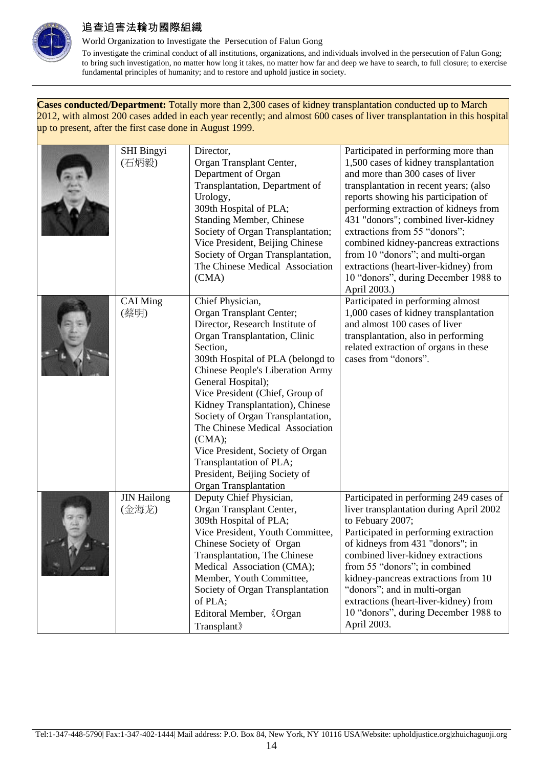**Cases conducted/Department:** Totally more than 2,300 cases of kidney transplantation conducted up to March 2012, with almost 200 cases added in each year recently; and almost 600 cases of liver transplantation in this hospital up to present, after the first case done in August 1999.

| | | | |
|---|---|---|---|
| | SHI Bingyi (石炳毅) | Director, Organ Transplant Center, Department of Organ Transplantation, Department of Urology, 309th Hospital of PLA; Standing Member, Chinese Society of Organ Transplantation; Vice President, Beijing Chinese Society of Organ Transplantation, The Chinese Medical Association (CMA) | Participated in performing more than 1,500 cases of kidney transplantation and more than 300 cases of liver transplantation in recent years; (also reports showing his participation of performing extraction of kidneys from 431 "donors"; combined liver-kidney extractions from 55 "donors"; combined kidney-pancreas extractions from 10 "donors"; and multi-organ extractions (heart-liver-kidney) from 10 "donors", during December 1988 to April 2003.) |
| | CAI Ming (蔡明) | Chief Physician, Organ Transplant Center; Director, Research Institute of Organ Transplantation, Clinic Section, 309th Hospital of PLA (belongd to Chinese People's Liberation Army General Hospital); Vice President (Chief, Group of Kidney Transplantation), Chinese Society of Organ Transplantation, The Chinese Medical Association (CMA); Vice President, Society of Organ Transplantation of PLA; President, Beijing Society of Organ Transplantation | Participated in performing almost 1,000 cases of kidney transplantation and almost 100 cases of liver transplantation, also in performing related extraction of organs in these cases from "donors". |
| | JIN Hailong (金海龙) | Deputy Chief Physician, Organ Transplant Center, 309th Hospital of PLA; Vice President, Youth Committee, Chinese Society of Organ Transplantation, The Chinese Medical Association (CMA); Member, Youth Committee, Society of Organ Transplantation of PLA; Editoral Member, 《Organ Transplant》 | Participated in performing 249 cases of liver transplantation during April 2002 to Febuary 2007; Participated in performing extraction of kidneys from 431 "donors"; in combined liver-kidney extractions from 55 "donors"; in combined kidney-pancreas extractions from 10 "donors"; and in multi-organ extractions (heart-liver-kidney) from 10 "donors", during December 1988 to April 2003. |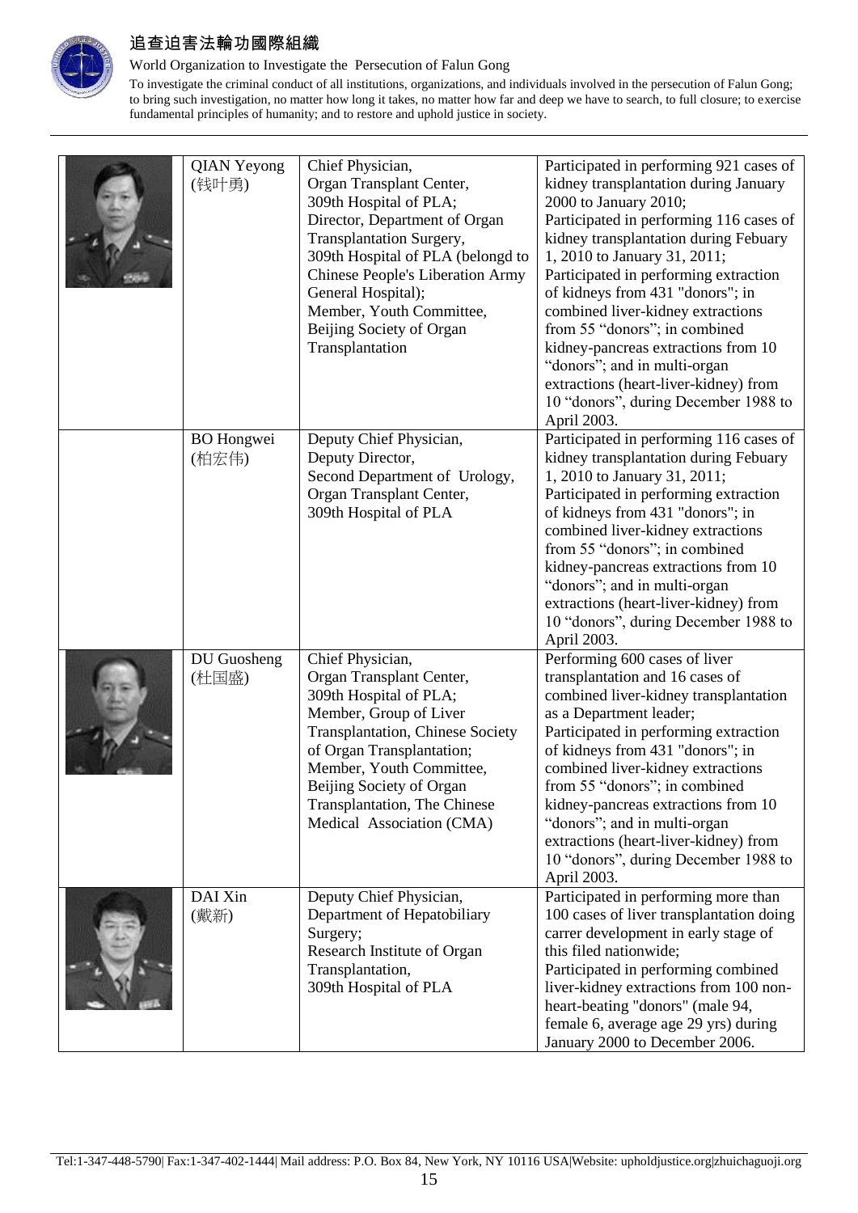| | QIAN Yeyong (钱叶勇) | Chief Physician, Organ Transplant Center, 309th Hospital of PLA; Director, Department of Organ Transplantation Surgery, 309th Hospital of PLA (belongd to Chinese People's Liberation Army General Hospital); Member, Youth Committee, Beijing Society of Organ Transplantation | Participated in performing 921 cases of kidney transplantation during January 2000 to January 2010; Participated in performing 116 cases of kidney transplantation during Febuary 1, 2010 to January 31, 2011; Participated in performing extraction of kidneys from 431 "donors"; in combined liver-kidney extractions from 55 "donors"; in combined kidney-pancreas extractions from 10 "donors"; and in multi-organ extractions (heart-liver-kidney) from 10 "donors", during December 1988 to April 2003. |
|---|---|---|---|
| | BO Hongwei (柏宏伟) | Deputy Chief Physician, Deputy Director, Second Department of Urology, Organ Transplant Center, 309th Hospital of PLA | Participated in performing 116 cases of kidney transplantation during Febuary 1, 2010 to January 31, 2011; Participated in performing extraction of kidneys from 431 "donors"; in combined liver-kidney extractions from 55 "donors"; in combined kidney-pancreas extractions from 10 "donors"; and in multi-organ extractions (heart-liver-kidney) from 10 "donors", during December 1988 to April 2003. |
| | DU Guosheng (杜国盛) | Chief Physician, Organ Transplant Center, 309th Hospital of PLA; Member, Group of Liver Transplantation, Chinese Society of Organ Transplantation; Member, Youth Committee, Beijing Society of Organ Transplantation, The Chinese Medical Association (CMA) | Performing 600 cases of liver transplantation and 16 cases of combined liver-kidney transplantation as a Department leader; Participated in performing extraction of kidneys from 431 "donors"; in combined liver-kidney extractions from 55 "donors"; in combined kidney-pancreas extractions from 10 "donors"; and in multi-organ extractions (heart-liver-kidney) from 10 "donors", during December 1988 to April 2003. |
| | DAI Xin (戴新) | Deputy Chief Physician, Department of Hepatobiliary Surgery; Research Institute of Organ Transplantation, 309th Hospital of PLA | Participated in performing more than 100 cases of liver transplantation doing carrer development in early stage of this filed nationwide; Participated in performing combined liver-kidney extractions from 100 non-heart-beating "donors" (male 94, female 6, average age 29 yrs) during January 2000 to December 2006. |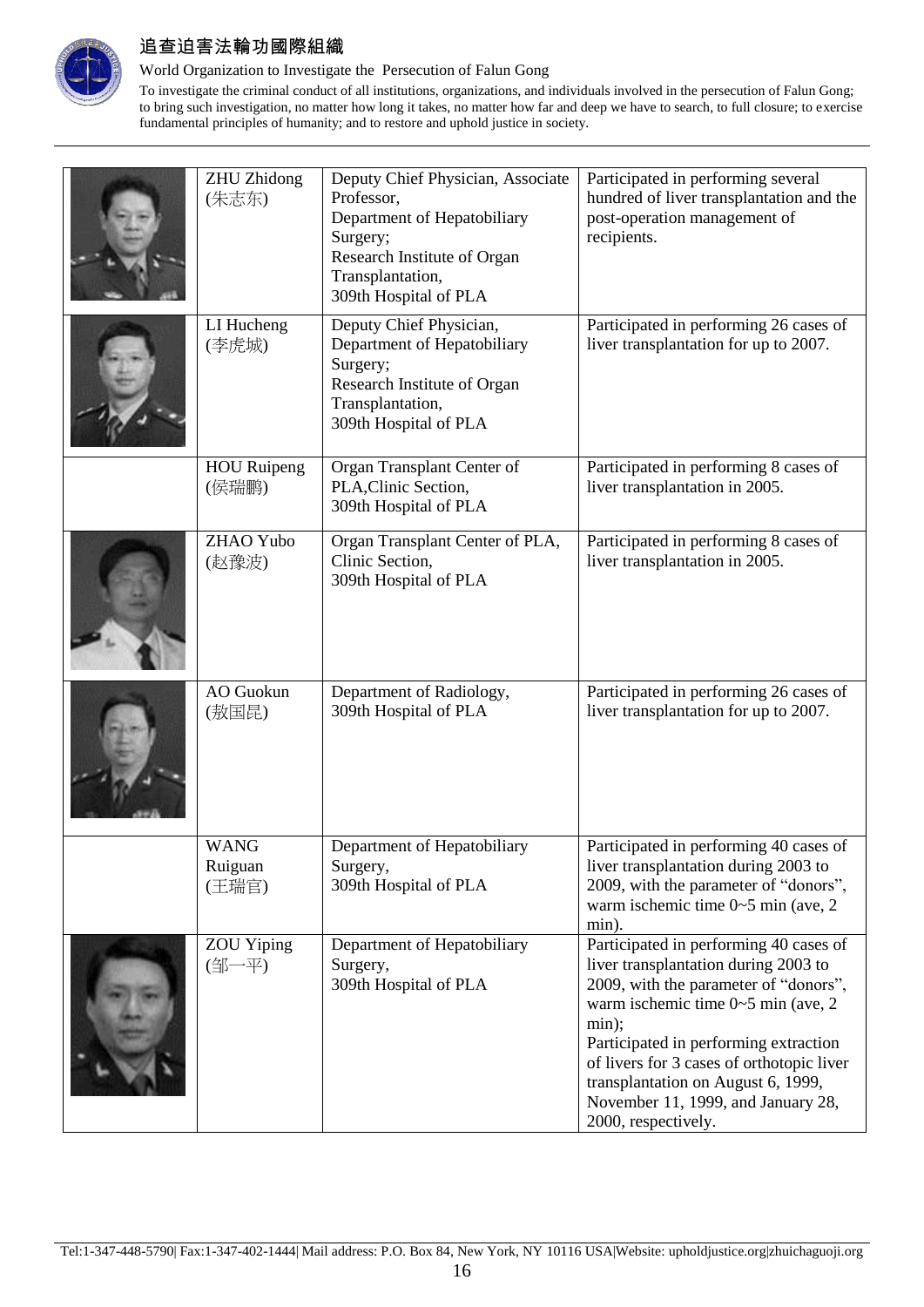|  | ZHU Zhidong (朱志东) | Deputy Chief Physician, Associate Professor, Department of Hepatobiliary Surgery; Research Institute of Organ Transplantation, 309th Hospital of PLA | Participated in performing several hundred of liver transplantation and the post-operation management of recipients. |
|---|---|---|---|
|  | LI Hucheng (李虎城) | Deputy Chief Physician, Department of Hepatobiliary Surgery; Research Institute of Organ Transplantation, 309th Hospital of PLA | Participated in performing 26 cases of liver transplantation for up to 2007. |
|  | HOU Ruipeng (侯瑞鹏) | Organ Transplant Center of PLA,Clinic Section, 309th Hospital of PLA | Participated in performing 8 cases of liver transplantation in 2005. |
|  | ZHAO Yubo (赵豫波) | Organ Transplant Center of PLA, Clinic Section, 309th Hospital of PLA | Participated in performing 8 cases of liver transplantation in 2005. |
|  | AO Guokun (敖国昆) | Department of Radiology, 309th Hospital of PLA | Participated in performing 26 cases of liver transplantation for up to 2007. |
|  | WANG Ruiguan (王瑞官) | Department of Hepatobiliary Surgery, 309th Hospital of PLA | Participated in performing 40 cases of liver transplantation during 2003 to 2009, with the parameter of "donors", warm ischemic time 0~5 min (ave, 2 min). |
|  | ZOU Yiping (邹一平) | Department of Hepatobiliary Surgery, 309th Hospital of PLA | Participated in performing 40 cases of liver transplantation during 2003 to 2009, with the parameter of "donors", warm ischemic time 0~5 min (ave, 2 min); Participated in performing extraction of livers for 3 cases of orthotopic liver transplantation on August 6, 1999, November 11, 1999, and January 28, 2000, respectively. |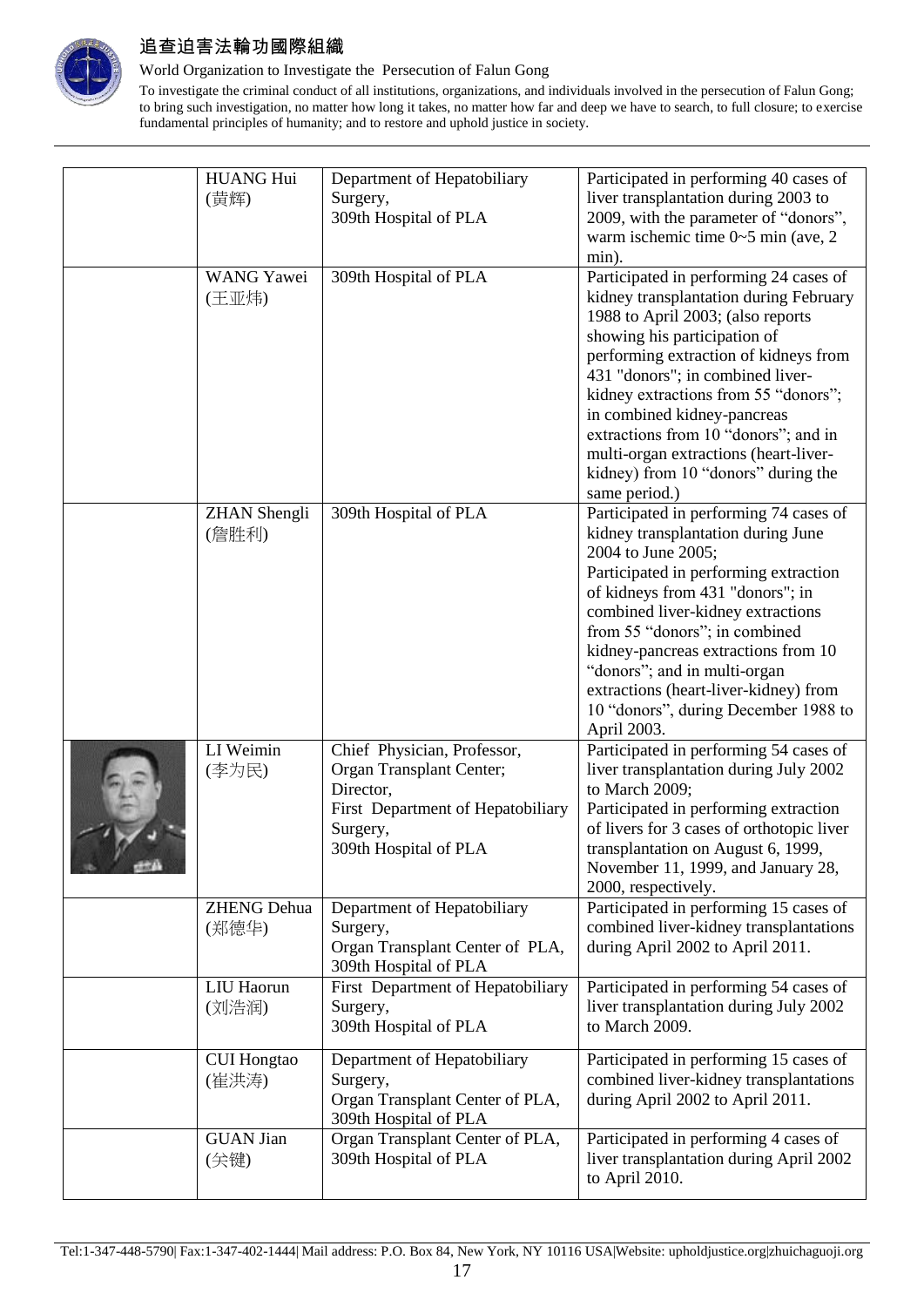|  | HUANG Hui (黄辉) | Department of Hepatobiliary Surgery, 309th Hospital of PLA | Participated in performing 40 cases of liver transplantation during 2003 to 2009, with the parameter of "donors", warm ischemic time 0~5 min (ave, 2 min). |
|---|---|---|---|
|  | WANG Yawei (王亚炜) | 309th Hospital of PLA | Participated in performing 24 cases of kidney transplantation during February 1988 to April 2003; (also reports showing his participation of performing extraction of kidneys from 431 "donors"; in combined liver-kidney extractions from 55 "donors"; in combined kidney-pancreas extractions from 10 "donors"; and in multi-organ extractions (heart-liver-kidney) from 10 "donors" during the same period.) |
|  | ZHAN Shengli (詹胜利) | 309th Hospital of PLA | Participated in performing 74 cases of kidney transplantation during June 2004 to June 2005; Participated in performing extraction of kidneys from 431 "donors"; in combined liver-kidney extractions from 55 "donors"; in combined kidney-pancreas extractions from 10 "donors"; and in multi-organ extractions (heart-liver-kidney) from 10 "donors", during December 1988 to April 2003. |
|  | LI Weimin (李为民) | Chief Physician, Professor, Organ Transplant Center; Director, First Department of Hepatobiliary Surgery, 309th Hospital of PLA | Participated in performing 54 cases of liver transplantation during July 2002 to March 2009; Participated in performing extraction of livers for 3 cases of orthotopic liver transplantation on August 6, 1999, November 11, 1999, and January 28, 2000, respectively. |
|  | ZHENG Dehua (郑德华) | Department of Hepatobiliary Surgery, Organ Transplant Center of PLA, 309th Hospital of PLA | Participated in performing 15 cases of combined liver-kidney transplantations during April 2002 to April 2011. |
|  | LIU Haorun (刘浩润) | First Department of Hepatobiliary Surgery, 309th Hospital of PLA | Participated in performing 54 cases of liver transplantation during July 2002 to March 2009. |
|  | CUI Hongtao (崔洪涛) | Department of Hepatobiliary Surgery, Organ Transplant Center of PLA, 309th Hospital of PLA | Participated in performing 15 cases of combined liver-kidney transplantations during April 2002 to April 2011. |
|  | GUAN Jian (关键) | Organ Transplant Center of PLA, 309th Hospital of PLA | Participated in performing 4 cases of liver transplantation during April 2002 to April 2010. |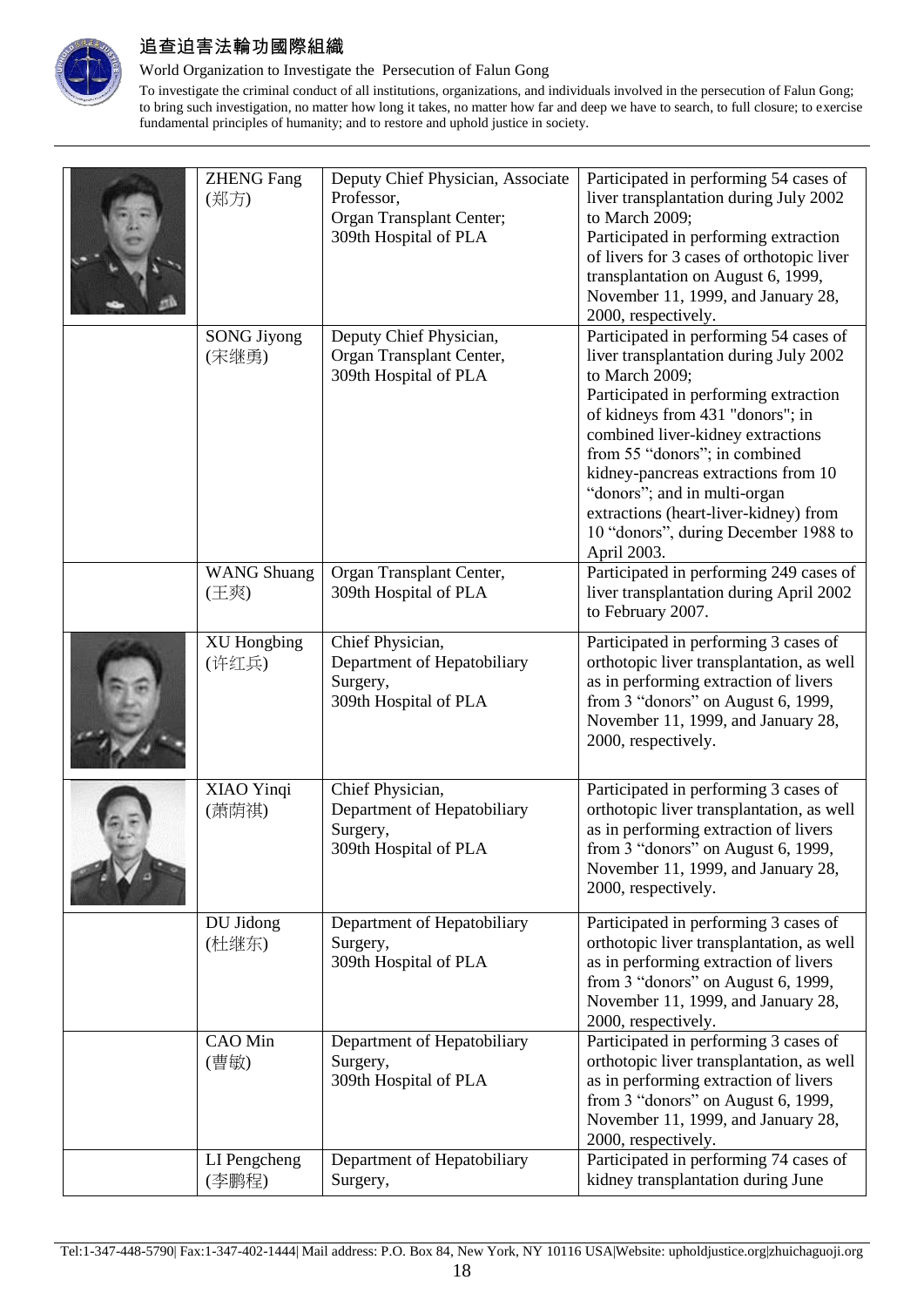| | | | |
|---|---|---|---|
| | ZHENG Fang (郑方) | Deputy Chief Physician, Associate Professor, Organ Transplant Center; 309th Hospital of PLA | Participated in performing 54 cases of liver transplantation during July 2002 to March 2009; Participated in performing extraction of livers for 3 cases of orthotopic liver transplantation on August 6, 1999, November 11, 1999, and January 28, 2000, respectively. |
| | SONG Jiyong (宋继勇) | Deputy Chief Physician, Organ Transplant Center, 309th Hospital of PLA | Participated in performing 54 cases of liver transplantation during July 2002 to March 2009; Participated in performing extraction of kidneys from 431 "donors"; in combined liver-kidney extractions from 55 "donors"; in combined kidney-pancreas extractions from 10 "donors"; and in multi-organ extractions (heart-liver-kidney) from 10 "donors", during December 1988 to April 2003. |
| | WANG Shuang (王爽) | Organ Transplant Center, 309th Hospital of PLA | Participated in performing 249 cases of liver transplantation during April 2002 to February 2007. |
| | XU Hongbing (许红兵) | Chief Physician, Department of Hepatobiliary Surgery, 309th Hospital of PLA | Participated in performing 3 cases of orthotopic liver transplantation, as well as in performing extraction of livers from 3 "donors" on August 6, 1999, November 11, 1999, and January 28, 2000, respectively. |
| | XIAO Yinqi (萧荫祺) | Chief Physician, Department of Hepatobiliary Surgery, 309th Hospital of PLA | Participated in performing 3 cases of orthotopic liver transplantation, as well as in performing extraction of livers from 3 "donors" on August 6, 1999, November 11, 1999, and January 28, 2000, respectively. |
| | DU Jidong (杜继东) | Department of Hepatobiliary Surgery, 309th Hospital of PLA | Participated in performing 3 cases of orthotopic liver transplantation, as well as in performing extraction of livers from 3 "donors" on August 6, 1999, November 11, 1999, and January 28, 2000, respectively. |
| | CAO Min (曹敏) | Department of Hepatobiliary Surgery, 309th Hospital of PLA | Participated in performing 3 cases of orthotopic liver transplantation, as well as in performing extraction of livers from 3 "donors" on August 6, 1999, November 11, 1999, and January 28, 2000, respectively. |
| | LI Pengcheng (李鹏程) | Department of Hepatobiliary Surgery, | Participated in performing 74 cases of kidney transplantation during June |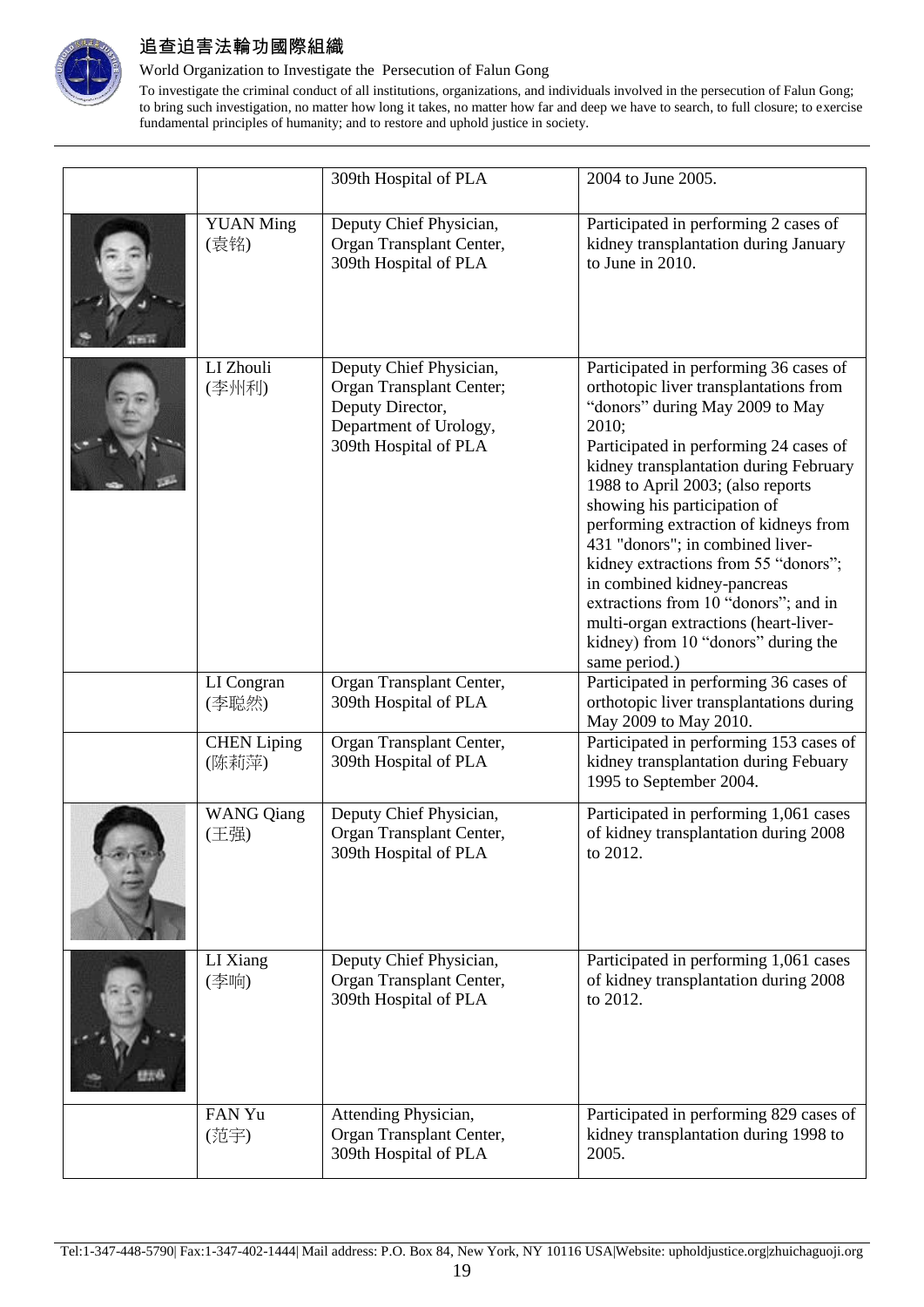|  |  |  |  |
|---|---|---|---|
|  |  | 309th Hospital of PLA | 2004 to June 2005. |
|  | YUAN Ming (袁铭) | Deputy Chief Physician, Organ Transplant Center, 309th Hospital of PLA | Participated in performing 2 cases of kidney transplantation during January to June in 2010. |
|  | LI Zhouli (李州利) | Deputy Chief Physician, Organ Transplant Center; Deputy Director, Department of Urology, 309th Hospital of PLA | Participated in performing 36 cases of orthotopic liver transplantations from "donors" during May 2009 to May 2010; Participated in performing 24 cases of kidney transplantation during February 1988 to April 2003; (also reports showing his participation of performing extraction of kidneys from 431 "donors"; in combined liver-kidney extractions from 55 "donors"; in combined kidney-pancreas extractions from 10 "donors"; and in multi-organ extractions (heart-liver-kidney) from 10 "donors" during the same period.) |
|  | LI Congran (李聪然) | Organ Transplant Center, 309th Hospital of PLA | Participated in performing 36 cases of orthotopic liver transplantations during May 2009 to May 2010. |
|  | CHEN Liping (陈莉萍) | Organ Transplant Center, 309th Hospital of PLA | Participated in performing 153 cases of kidney transplantation during Febuary 1995 to September 2004. |
|  | WANG Qiang (王强) | Deputy Chief Physician, Organ Transplant Center, 309th Hospital of PLA | Participated in performing 1,061 cases of kidney transplantation during 2008 to 2012. |
|  | LI Xiang (李响) | Deputy Chief Physician, Organ Transplant Center, 309th Hospital of PLA | Participated in performing 1,061 cases of kidney transplantation during 2008 to 2012. |
|  | FAN Yu (范宇) | Attending Physician, Organ Transplant Center, 309th Hospital of PLA | Participated in performing 829 cases of kidney transplantation during 1998 to 2005. |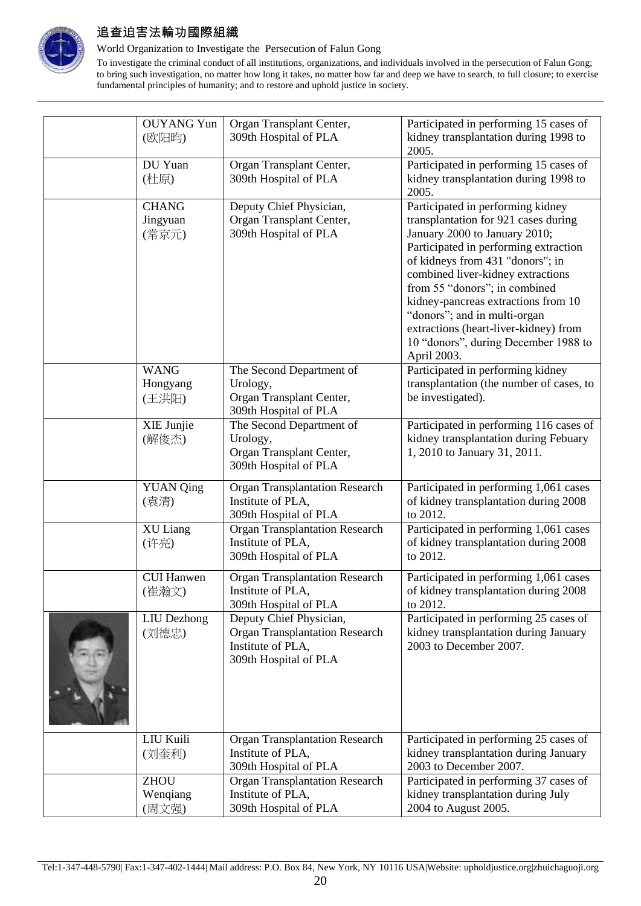| | | | |
|---|---|---|---|
| | OUYANG Yun (欧阳昀) | Organ Transplant Center, 309th Hospital of PLA | Participated in performing 15 cases of kidney transplantation during 1998 to 2005. |
| | DU Yuan (杜原) | Organ Transplant Center, 309th Hospital of PLA | Participated in performing 15 cases of kidney transplantation during 1998 to 2005. |
| | CHANG Jingyuan (常京元) | Deputy Chief Physician, Organ Transplant Center, 309th Hospital of PLA | Participated in performing kidney transplantation for 921 cases during January 2000 to January 2010; Participated in performing extraction of kidneys from 431 "donors"; in combined liver-kidney extractions from 55 "donors"; in combined kidney-pancreas extractions from 10 "donors"; and in multi-organ extractions (heart-liver-kidney) from 10 "donors", during December 1988 to April 2003. |
| | WANG Hongyang (王洪阳) | The Second Department of Urology, Organ Transplant Center, 309th Hospital of PLA | Participated in performing kidney transplantation (the number of cases, to be investigated). |
| | XIE Junjie (解俊杰) | The Second Department of Urology, Organ Transplant Center, 309th Hospital of PLA | Participated in performing 116 cases of kidney transplantation during Febuary 1, 2010 to January 31, 2011. |
| | YUAN Qing (袁清) | Organ Transplantation Research Institute of PLA, 309th Hospital of PLA | Participated in performing 1,061 cases of kidney transplantation during 2008 to 2012. |
| | XU Liang (许亮) | Organ Transplantation Research Institute of PLA, 309th Hospital of PLA | Participated in performing 1,061 cases of kidney transplantation during 2008 to 2012. |
| | CUI Hanwen (崔瀚文) | Organ Transplantation Research Institute of PLA, 309th Hospital of PLA | Participated in performing 1,061 cases of kidney transplantation during 2008 to 2012. |
| | LIU Dezhong (刘德忠) | Deputy Chief Physician, Organ Transplantation Research Institute of PLA, 309th Hospital of PLA | Participated in performing 25 cases of kidney transplantation during January 2003 to December 2007. |
| | LIU Kuili (刘奎利) | Organ Transplantation Research Institute of PLA, 309th Hospital of PLA | Participated in performing 25 cases of kidney transplantation during January 2003 to December 2007. |
| | ZHOU Wenqiang (周文强) | Organ Transplantation Research Institute of PLA, 309th Hospital of PLA | Participated in performing 37 cases of kidney transplantation during July 2004 to August 2005. |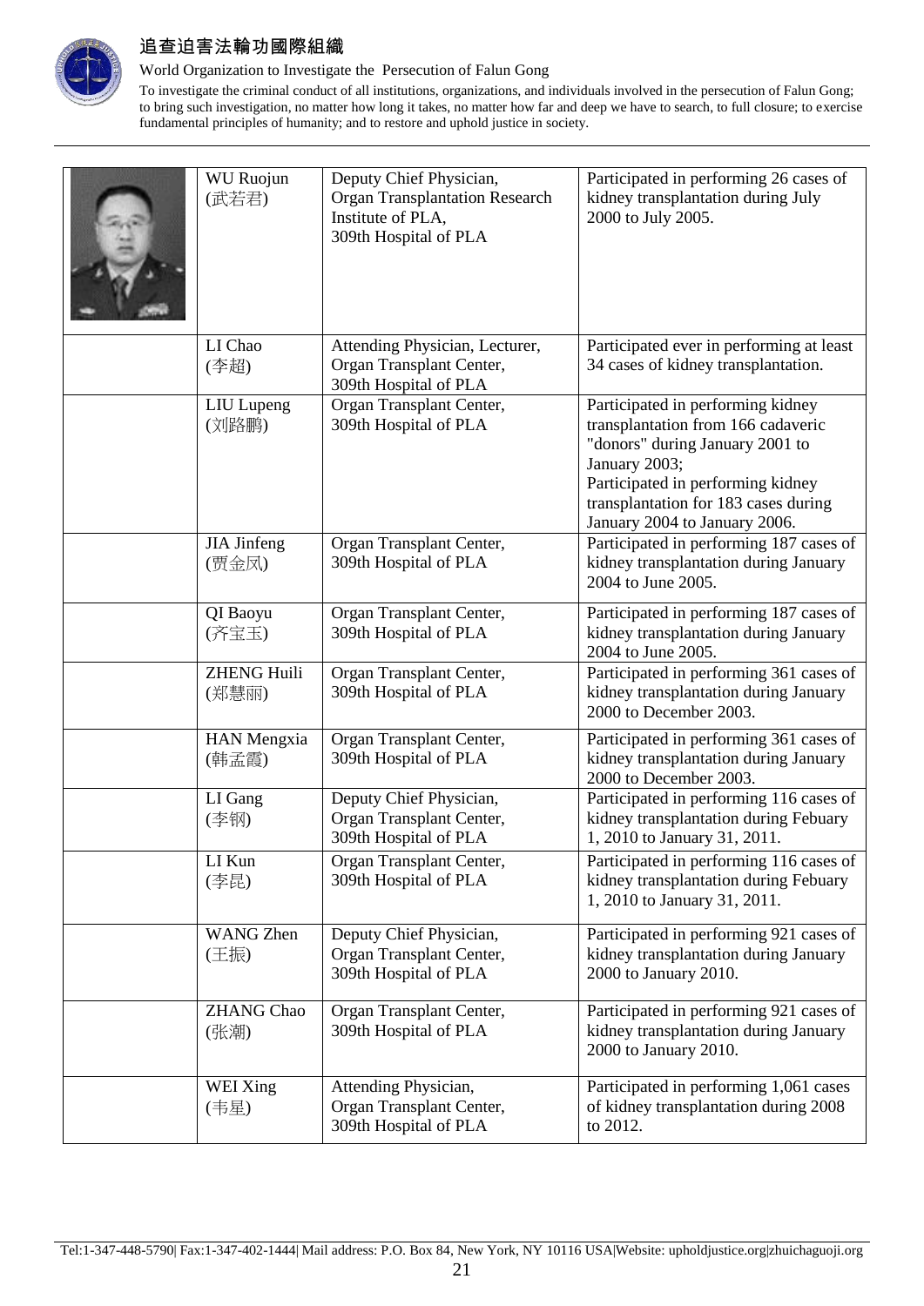| | | | |
|---|---|---|---|
| | WU Ruojun (武若君) | Deputy Chief Physician, Organ Transplantation Research Institute of PLA, 309th Hospital of PLA | Participated in performing 26 cases of kidney transplantation during July 2000 to July 2005. |
| | LI Chao (李超) | Attending Physician, Lecturer, Organ Transplant Center, 309th Hospital of PLA | Participated ever in performing at least 34 cases of kidney transplantation. |
| | LIU Lupeng (刘路鹏) | Organ Transplant Center, 309th Hospital of PLA | Participated in performing kidney transplantation from 166 cadaveric "donors" during January 2001 to January 2003; Participated in performing kidney transplantation for 183 cases during January 2004 to January 2006. |
| | JIA Jinfeng (贾金凤) | Organ Transplant Center, 309th Hospital of PLA | Participated in performing 187 cases of kidney transplantation during January 2004 to June 2005. |
| | QI Baoyu (齐宝玉) | Organ Transplant Center, 309th Hospital of PLA | Participated in performing 187 cases of kidney transplantation during January 2004 to June 2005. |
| | ZHENG Huili (郑慧丽) | Organ Transplant Center, 309th Hospital of PLA | Participated in performing 361 cases of kidney transplantation during January 2000 to December 2003. |
| | HAN Mengxia (韩孟霞) | Organ Transplant Center, 309th Hospital of PLA | Participated in performing 361 cases of kidney transplantation during January 2000 to December 2003. |
| | LI Gang (李钢) | Deputy Chief Physician, Organ Transplant Center, 309th Hospital of PLA | Participated in performing 116 cases of kidney transplantation during Febuary 1, 2010 to January 31, 2011. |
| | LI Kun (李昆) | Organ Transplant Center, 309th Hospital of PLA | Participated in performing 116 cases of kidney transplantation during Febuary 1, 2010 to January 31, 2011. |
| | WANG Zhen (王振) | Deputy Chief Physician, Organ Transplant Center, 309th Hospital of PLA | Participated in performing 921 cases of kidney transplantation during January 2000 to January 2010. |
| | ZHANG Chao (张潮) | Organ Transplant Center, 309th Hospital of PLA | Participated in performing 921 cases of kidney transplantation during January 2000 to January 2010. |
| | WEI Xing (韦星) | Attending Physician, Organ Transplant Center, 309th Hospital of PLA | Participated in performing 1,061 cases of kidney transplantation during 2008 to 2012. |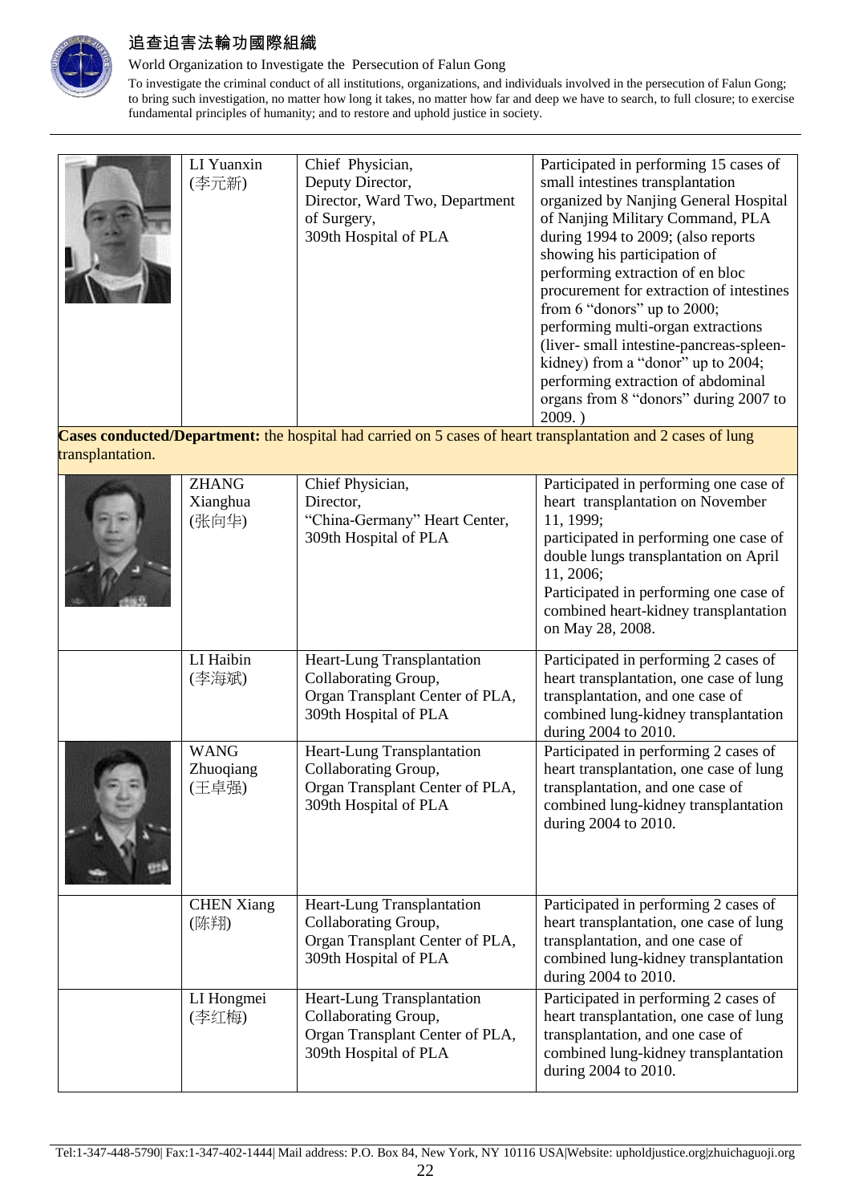| | Name | Position | Participation |
|---|---|---|---|
| | LI Yuanxin (李元新) | Chief Physician, Deputy Director, Director, Ward Two, Department of Surgery, 309th Hospital of PLA | Participated in performing 15 cases of small intestines transplantation organized by Nanjing General Hospital of Nanjing Military Command, PLA during 1994 to 2009; (also reports showing his participation of performing extraction of en bloc procurement for extraction of intestines from 6 "donors" up to 2000; performing multi-organ extractions (liver- small intestine-pancreas-spleen-kidney) from a "donor" up to 2004; performing extraction of abdominal organs from 8 "donors" during 2007 to 2009. ) |
| **Cases conducted/Department:** the hospital had carried on 5 cases of heart transplantation and 2 cases of lung transplantation. | | | |
| | ZHANG Xianghua (张向华) | Chief Physician, Director, "China-Germany" Heart Center, 309th Hospital of PLA | Participated in performing one case of heart transplantation on November 11, 1999; participated in performing one case of double lungs transplantation on April 11, 2006; Participated in performing one case of combined heart-kidney transplantation on May 28, 2008. |
| | LI Haibin (李海斌) | Heart-Lung Transplantation Collaborating Group, Organ Transplant Center of PLA, 309th Hospital of PLA | Participated in performing 2 cases of heart transplantation, one case of lung transplantation, and one case of combined lung-kidney transplantation during 2004 to 2010. |
| | WANG Zhuoqiang (王卓强) | Heart-Lung Transplantation Collaborating Group, Organ Transplant Center of PLA, 309th Hospital of PLA | Participated in performing 2 cases of heart transplantation, one case of lung transplantation, and one case of combined lung-kidney transplantation during 2004 to 2010. |
| | CHEN Xiang (陈翔) | Heart-Lung Transplantation Collaborating Group, Organ Transplant Center of PLA, 309th Hospital of PLA | Participated in performing 2 cases of heart transplantation, one case of lung transplantation, and one case of combined lung-kidney transplantation during 2004 to 2010. |
| | LI Hongmei (李红梅) | Heart-Lung Transplantation Collaborating Group, Organ Transplant Center of PLA, 309th Hospital of PLA | Participated in performing 2 cases of heart transplantation, one case of lung transplantation, and one case of combined lung-kidney transplantation during 2004 to 2010. |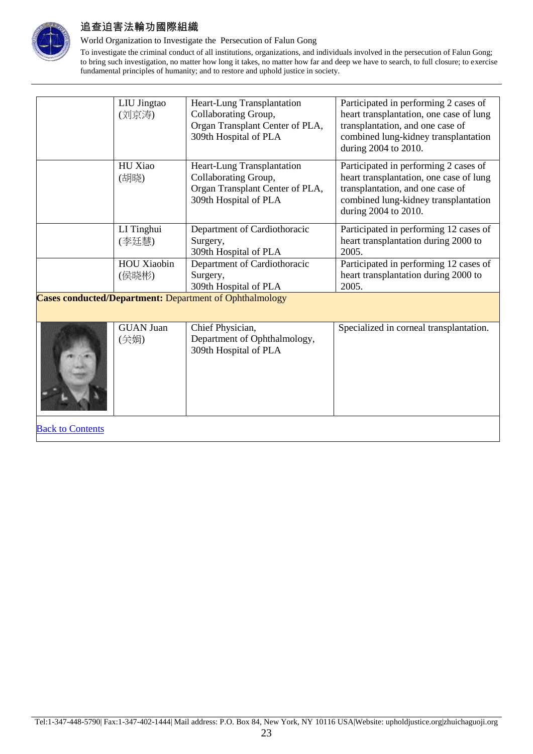| | LIU Jingtao (刘京涛) | Heart-Lung Transplantation Collaborating Group, Organ Transplant Center of PLA, 309th Hospital of PLA | Participated in performing 2 cases of heart transplantation, one case of lung transplantation, and one case of combined lung-kidney transplantation during 2004 to 2010. |
|---|---|---|---|
| | HU Xiao (胡晓) | Heart-Lung Transplantation Collaborating Group, Organ Transplant Center of PLA, 309th Hospital of PLA | Participated in performing 2 cases of heart transplantation, one case of lung transplantation, and one case of combined lung-kidney transplantation during 2004 to 2010. |
| | LI Tinghui (李廷慧) | Department of Cardiothoracic Surgery, 309th Hospital of PLA | Participated in performing 12 cases of heart transplantation during 2000 to 2005. |
| | HOU Xiaobin (侯晓彬) | Department of Cardiothoracic Surgery, 309th Hospital of PLA | Participated in performing 12 cases of heart transplantation during 2000 to 2005. |
| **Cases conducted/Department:** Department of Ophthalmology | | | |
| | GUAN Juan (关娟) | Chief Physician, Department of Ophthalmology, 309th Hospital of PLA | Specialized in corneal transplantation. |

Back to Contents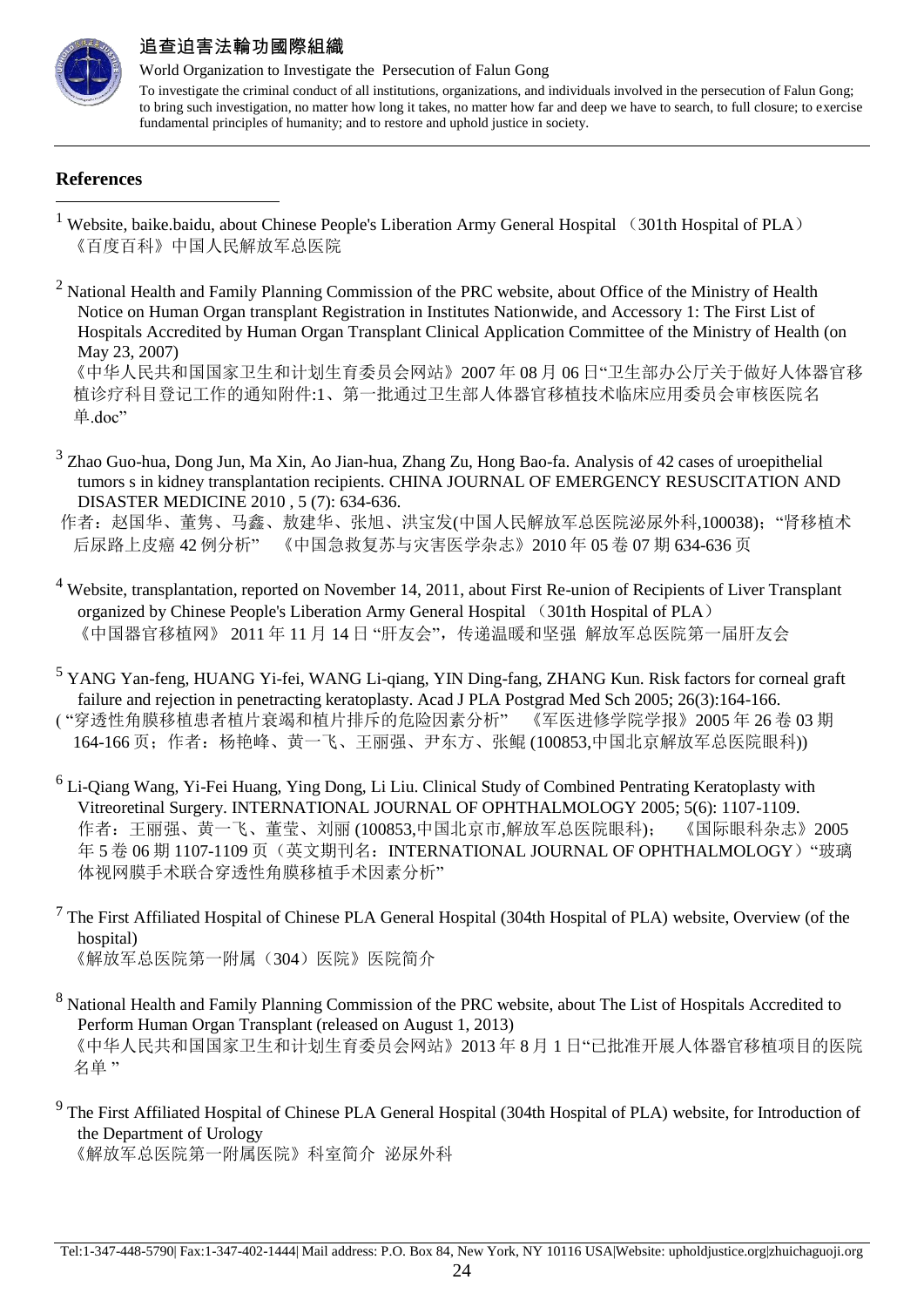## References

[1] Website, baike.baidu, about Chinese People's Liberation Army General Hospital （301th Hospital of PLA）
《百度百科》中国人民解放军总医院

[2] National Health and Family Planning Commission of the PRC website, about Office of the Ministry of Health Notice on Human Organ transplant Registration in Institutes Nationwide, and Accessory 1: The First List of Hospitals Accredited by Human Organ Transplant Clinical Application Committee of the Ministry of Health (on May 23, 2007)
《中华人民共和国国家卫生和计划生育委员会网站》2007 年 08 月 06 日"卫生部办公厅关于做好人体器官移植诊疗科目登记工作的通知附件:1、第一批通过卫生部人体器官移植技术临床应用委员会审核医院名单.doc"

[3] Zhao Guo-hua, Dong Jun, Ma Xin, Ao Jian-hua, Zhang Zu, Hong Bao-fa. Analysis of 42 cases of uroepithelial tumors s in kidney transplantation recipients. CHINA JOURNAL OF EMERGENCY RESUSCITATION AND DISASTER MEDICINE 2010 , 5 (7): 634-636.
作者：赵国华、董隽、马鑫、敖建华、张旭、洪宝发(中国人民解放军总医院泌尿外科,100038)；"肾移植术后尿路上皮癌 42 例分析" 《中国急救复苏与灾害医学杂志》2010 年 05 卷 07 期 634-636 页

[4] Website, transplantation, reported on November 14, 2011, about First Re-union of Recipients of Liver Transplant organized by Chinese People's Liberation Army General Hospital （301th Hospital of PLA）
《中国器官移植网》 2011 年 11 月 14 日 "肝友会"，传递温暖和坚强 解放军总医院第一届肝友会

[5] YANG Yan-feng, HUANG Yi-fei, WANG Li-qiang, YIN Ding-fang, ZHANG Kun. Risk factors for corneal graft failure and rejection in penetracting keratoplasty. Acad J PLA Postgrad Med Sch 2005; 26(3):164-166.
( "穿透性角膜移植患者植片衰竭和植片排斥的危险因素分析" 《军医进修学院学报》2005 年 26 卷 03 期 164-166 页；作者：杨艳峰、黄一飞、王丽强、尹东方、张鲲 (100853,中国北京解放军总医院眼科))

[6] Li-Qiang Wang, Yi-Fei Huang, Ying Dong, Li Liu. Clinical Study of Combined Pentrating Keratoplasty with Vitreoretinal Surgery. INTERNATIONAL JOURNAL OF OPHTHALMOLOGY 2005; 5(6): 1107-1109.
作者：王丽强、黄一飞、董莹、刘丽 (100853,中国北京市,解放军总医院眼科)； 《国际眼科杂志》2005 年 5 卷 06 期 1107-1109 页（英文期刊名：INTERNATIONAL JOURNAL OF OPHTHALMOLOGY）"玻璃体视网膜手术联合穿透性角膜移植手术因素分析"

[7] The First Affiliated Hospital of Chinese PLA General Hospital (304th Hospital of PLA) website, Overview (of the hospital)
《解放军总医院第一附属（304）医院》医院简介

[8] National Health and Family Planning Commission of the PRC website, about The List of Hospitals Accredited to Perform Human Organ Transplant (released on August 1, 2013)
《中华人民共和国国家卫生和计划生育委员会网站》2013 年 8 月 1 日"已批准开展人体器官移植项目的医院名单 "

[9] The First Affiliated Hospital of Chinese PLA General Hospital (304th Hospital of PLA) website, for Introduction of the Department of Urology
《解放军总医院第一附属医院》科室简介 泌尿外科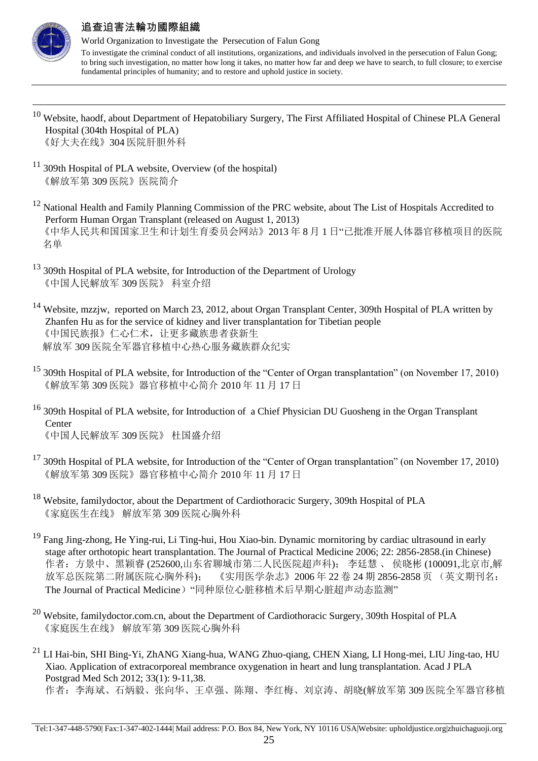[10] Website, haodf, about Department of Hepatobiliary Surgery, The First Affiliated Hospital of Chinese PLA General Hospital (304th Hospital of PLA)
《好大夫在线》304 医院肝胆外科

[11] 309th Hospital of PLA website, Overview (of the hospital)
《解放军第 309 医院》医院简介

[12] National Health and Family Planning Commission of the PRC website, about The List of Hospitals Accredited to Perform Human Organ Transplant (released on August 1, 2013)
《中华人民共和国国家卫生和计划生育委员会网站》2013 年 8 月 1 日"已批准开展人体器官移植项目的医院名单

[13] 309th Hospital of PLA website, for Introduction of the Department of Urology
《中国人民解放军 309 医院》 科室介绍

[14] Website, mzzjw, reported on March 23, 2012, about Organ Transplant Center, 309th Hospital of PLA written by Zhanfen Hu as for the service of kidney and liver transplantation for Tibetian people
《中国民族报》仁心仁术，让更多藏族患者获新生
解放军 309 医院全军器官移植中心热心服务藏族群众纪实

[15] 309th Hospital of PLA website, for Introduction of the "Center of Organ transplantation" (on November 17, 2010)
《解放军第 309 医院》器官移植中心简介 2010 年 11 月 17 日

[16] 309th Hospital of PLA website, for Introduction of a Chief Physician DU Guosheng in the Organ Transplant Center
《中国人民解放军 309 医院》 杜国盛介绍

[17] 309th Hospital of PLA website, for Introduction of the "Center of Organ transplantation" (on November 17, 2010)
《解放军第 309 医院》器官移植中心简介 2010 年 11 月 17 日

[18] Website, familydoctor, about the Department of Cardiothoracic Surgery, 309th Hospital of PLA
《家庭医生在线》 解放军第 309 医院心胸外科

[19] Fang Jing-zhong, He Ying-rui, Li Ting-hui, Hou Xiao-bin. Dynamic mornitoring by cardiac ultrasound in early stage after orthotopic heart transplantation. The Journal of Practical Medicine 2006; 22: 2856-2858.(in Chinese)
作者：方景中、黑颖睿 (252600,山东省聊城市第二人民医院超声科)； 李廷慧 、 侯晓彬 (100091,北京市,解放军总医院第二附属医院心胸外科)； 《实用医学杂志》2006 年 22 卷 24 期 2856-2858 页 （英文期刊名：The Journal of Practical Medicine）"同种原位心脏移植术后早期心脏超声动态监测"

[20] Website, familydoctor.com.cn, about the Department of Cardiothoracic Surgery, 309th Hospital of PLA
《家庭医生在线》 解放军第 309 医院心胸外科

[21] LI Hai-bin, SHI Bing-Yi, ZhANG Xiang-hua, WANG Zhuo-qiang, CHEN Xiang, LI Hong-mei, LIU Jing-tao, HU Xiao. Application of extracorporeal membrance oxygenation in heart and lung transplantation. Acad J PLA Postgrad Med Sch 2012; 33(1): 9-11,38.
作者：李海斌、石炳毅、张向华、王卓强、陈翔、李红梅、刘京涛、胡晓(解放军第 309 医院全军器官移植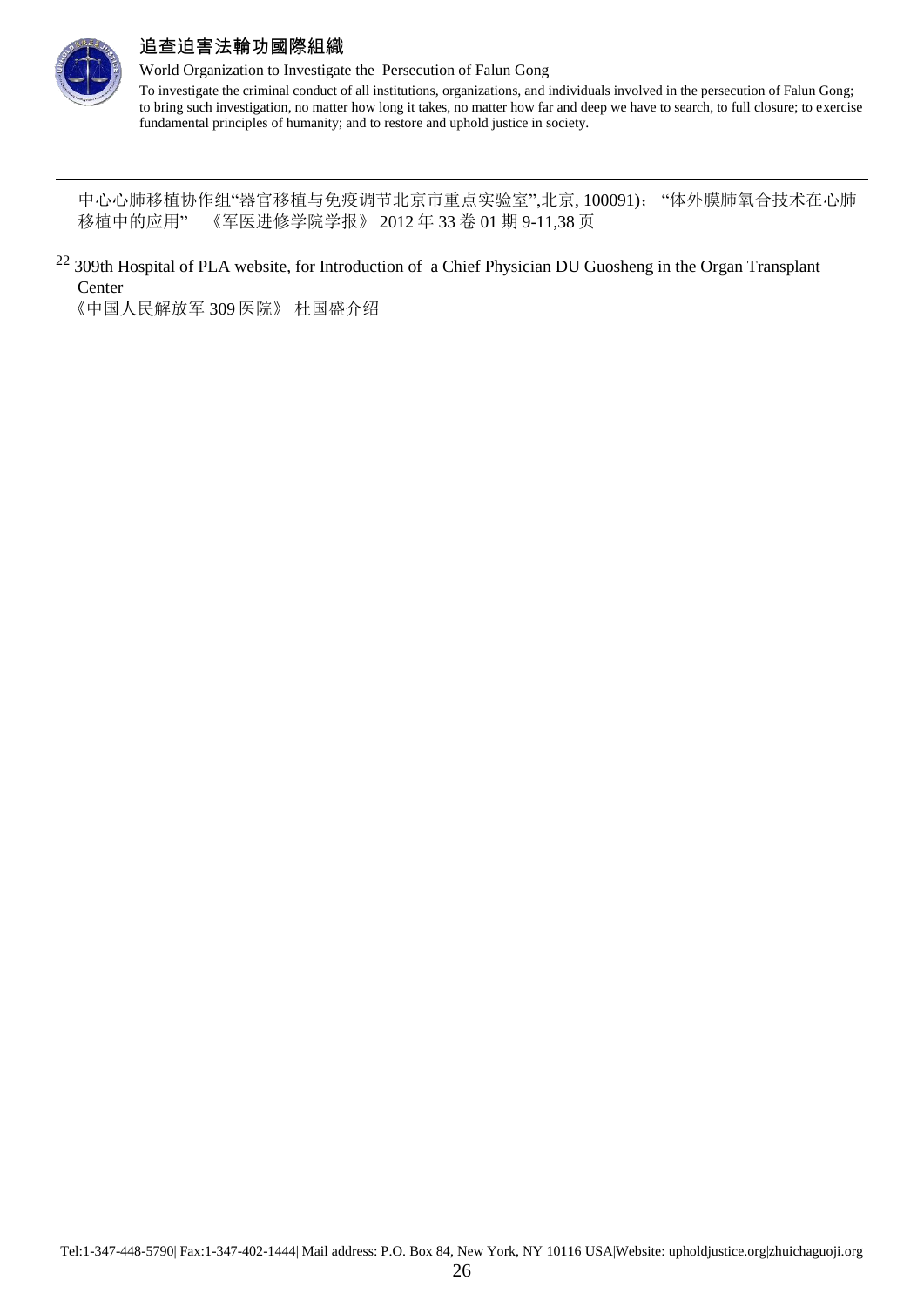中心心肺移植协作组"器官移植与免疫调节北京市重点实验室",北京, 100091)； "体外膜肺氧合技术在心肺移植中的应用" 《军医进修学院学报》 2012 年 33 卷 01 期 9-11,38 页

[22] 309th Hospital of PLA website, for Introduction of a Chief Physician DU Guosheng in the Organ Transplant Center

《中国人民解放军 309 医院》 杜国盛介绍